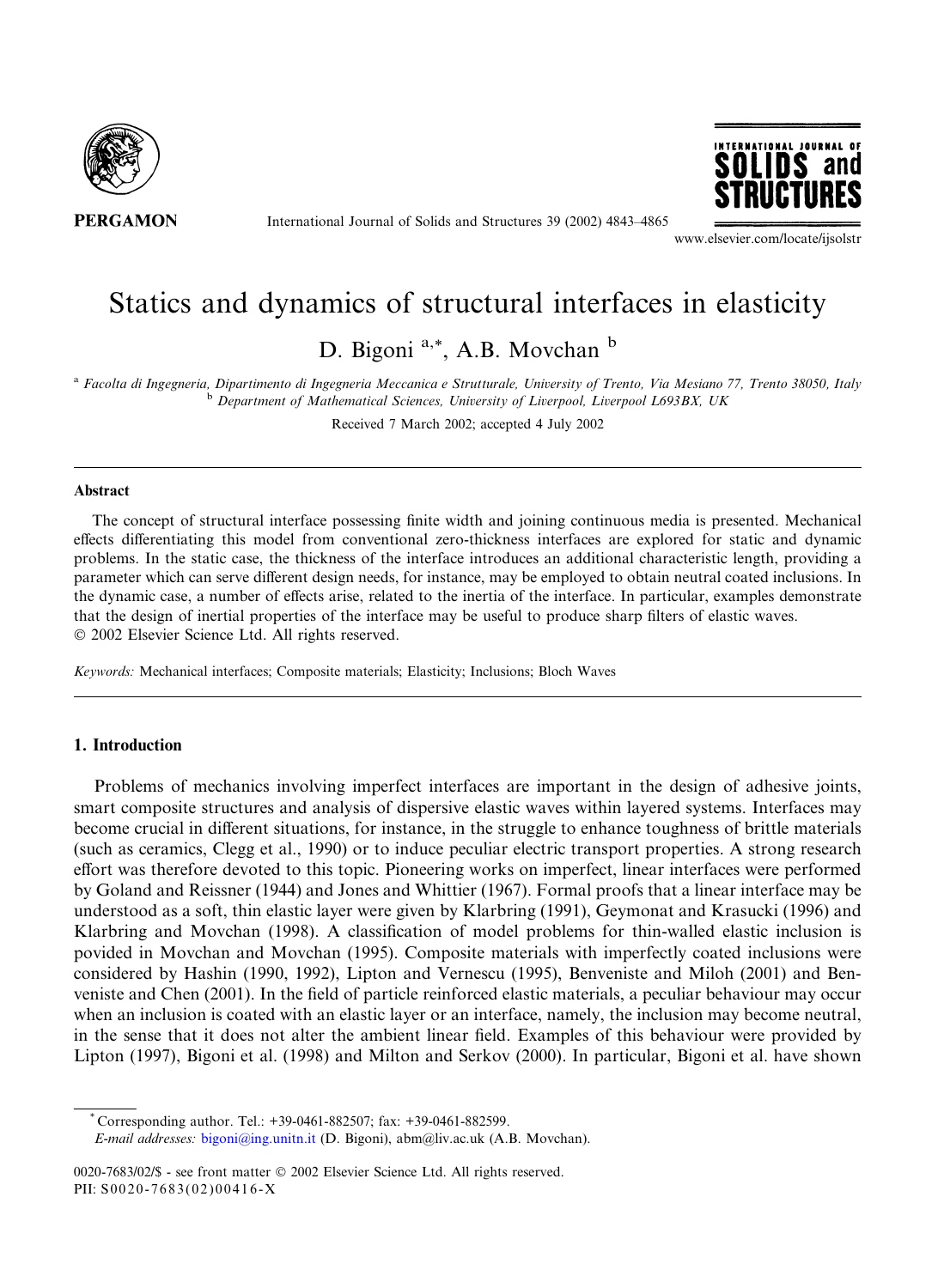# Statics and dynamics of structural interfaces in elasticity

D. Bigoni [a,*], A.B. Movchan [b]

[a] Facolta di Ingegneria, Dipartimento di Ingegneria Meccanica e Strutturale, University of Trento, Via Mesiano 77, Trento 38050, Italy
[b] Department of Mathematical Sciences, University of Liverpool, Liverpool L693BX, UK

Received 7 March 2002; accepted 4 July 2002

## Abstract

The concept of structural interface possessing finite width and joining continuous media is presented. Mechanical effects differentiating this model from conventional zero-thickness interfaces are explored for static and dynamic problems. In the static case, the thickness of the interface introduces an additional characteristic length, providing a parameter which can serve different design needs, for instance, may be employed to obtain neutral coated inclusions. In the dynamic case, a number of effects arise, related to the inertia of the interface. In particular, examples demonstrate that the design of inertial properties of the interface may be useful to produce sharp filters of elastic waves.
© 2002 Elsevier Science Ltd. All rights reserved.

*Keywords:* Mechanical interfaces; Composite materials; Elasticity; Inclusions; Bloch Waves

## 1. Introduction

Problems of mechanics involving imperfect interfaces are important in the design of adhesive joints, smart composite structures and analysis of dispersive elastic waves within layered systems. Interfaces may become crucial in different situations, for instance, in the struggle to enhance toughness of brittle materials (such as ceramics, Clegg et al., 1990) or to induce peculiar electric transport properties. A strong research effort was therefore devoted to this topic. Pioneering works on imperfect, linear interfaces were performed by Goland and Reissner (1944) and Jones and Whittier (1967). Formal proofs that a linear interface may be understood as a soft, thin elastic layer were given by Klarbring (1991), Geymonat and Krasucki (1996) and Klarbring and Movchan (1998). A classification of model problems for thin-walled elastic inclusion is povided in Movchan and Movchan (1995). Composite materials with imperfectly coated inclusions were considered by Hashin (1990, 1992), Lipton and Vernescu (1995), Benveniste and Miloh (2001) and Benveniste and Chen (2001). In the field of particle reinforced elastic materials, a peculiar behaviour may occur when an inclusion is coated with an elastic layer or an interface, namely, the inclusion may become neutral, in the sense that it does not alter the ambient linear field. Examples of this behaviour were provided by Lipton (1997), Bigoni et al. (1998) and Milton and Serkov (2000). In particular, Bigoni et al. have shown

---

* Corresponding author. Tel.: +39-0461-882507; fax: +39-0461-882599.
*E-mail addresses:* bigoni@ing.unitn.it (D. Bigoni), abm@liv.ac.uk (A.B. Movchan).

0020-7683/02/$ - see front matter © 2002 Elsevier Science Ltd. All rights reserved.
PII: S0020-7683(02)00416-X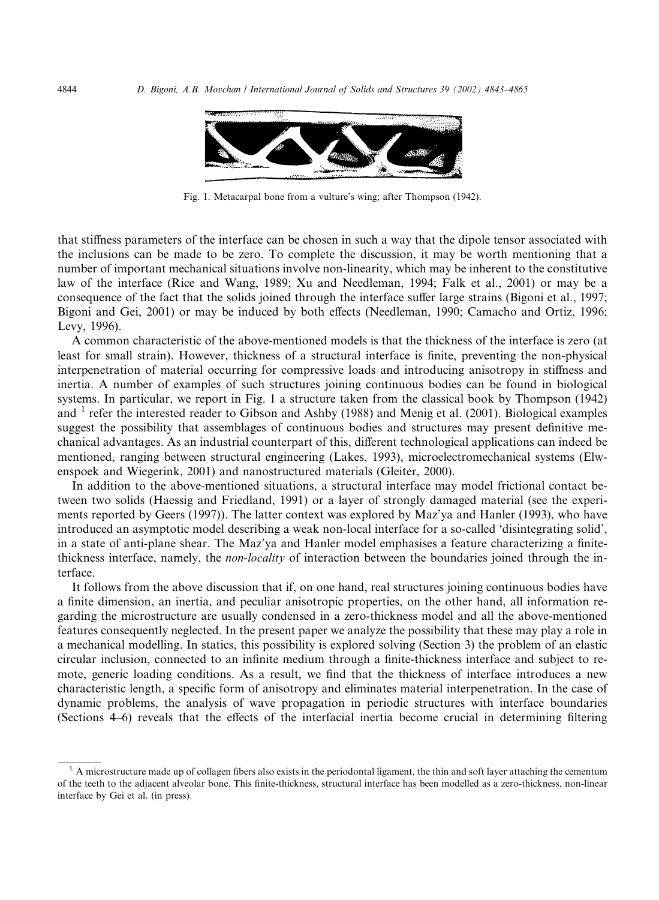Fig. 1. Metacarpal bone from a vulture's wing; after Thompson (1942).

that stiffness parameters of the interface can be chosen in such a way that the dipole tensor associated with the inclusions can be made to be zero. To complete the discussion, it may be worth mentioning that a number of important mechanical situations involve non-linearity, which may be inherent to the constitutive law of the interface (Rice and Wang, 1989; Xu and Needleman, 1994; Falk et al., 2001) or may be a consequence of the fact that the solids joined through the interface suffer large strains (Bigoni et al., 1997; Bigoni and Gei, 2001) or may be induced by both effects (Needleman, 1990; Camacho and Ortiz, 1996; Levy, 1996).

A common characteristic of the above-mentioned models is that the thickness of the interface is zero (at least for small strain). However, thickness of a structural interface is finite, preventing the non-physical interpenetration of material occurring for compressive loads and introducing anisotropy in stiffness and inertia. A number of examples of such structures joining continuous bodies can be found in biological systems. In particular, we report in Fig. 1 a structure taken from the classical book by Thompson (1942) and [1] refer the interested reader to Gibson and Ashby (1988) and Menig et al. (2001). Biological examples suggest the possibility that assemblages of continuous bodies and structures may present definitive mechanical advantages. As an industrial counterpart of this, different technological applications can indeed be mentioned, ranging between structural engineering (Lakes, 1993), microelectromechanical systems (Elwenspoek and Wiegerink, 2001) and nanostructured materials (Gleiter, 2000).

In addition to the above-mentioned situations, a structural interface may model frictional contact between two solids (Haessig and Friedland, 1991) or a layer of strongly damaged material (see the experiments reported by Geers (1997)). The latter context was explored by Maz'ya and Hanler (1993), who have introduced an asymptotic model describing a weak non-local interface for a so-called 'disintegrating solid', in a state of anti-plane shear. The Maz'ya and Hanler model emphasises a feature characterizing a finite-thickness interface, namely, the *non-locality* of interaction between the boundaries joined through the interface.

It follows from the above discussion that if, on one hand, real structures joining continuous bodies have a finite dimension, an inertia, and peculiar anisotropic properties, on the other hand, all information regarding the microstructure are usually condensed in a zero-thickness model and all the above-mentioned features consequently neglected. In the present paper we analyze the possibility that these may play a role in a mechanical modelling. In statics, this possibility is explored solving (Section 3) the problem of an elastic circular inclusion, connected to an infinite medium through a finite-thickness interface and subject to remote, generic loading conditions. As a result, we find that the thickness of interface introduces a new characteristic length, a specific form of anisotropy and eliminates material interpenetration. In the case of dynamic problems, the analysis of wave propagation in periodic structures with interface boundaries (Sections 4–6) reveals that the effects of the interfacial inertia become crucial in determining filtering

[1] A microstructure made up of collagen fibers also exists in the periodontal ligament, the thin and soft layer attaching the cementum of the teeth to the adjacent alveolar bone. This finite-thickness, structural interface has been modelled as a zero-thickness, non-linear interface by Gei et al. (in press).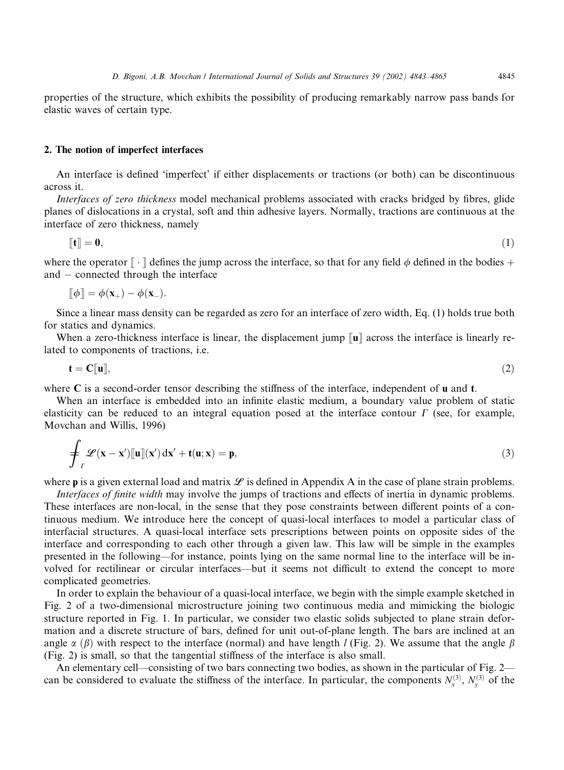properties of the structure, which exhibits the possibility of producing remarkably narrow pass bands for elastic waves of certain type.

## 2. The notion of imperfect interfaces

An interface is defined 'imperfect' if either displacements or tractions (or both) can be discontinuous across it.

*Interfaces of zero thickness* model mechanical problems associated with cracks bridged by fibres, glide planes of dislocations in a crystal, soft and thin adhesive layers. Normally, tractions are continuous at the interface of zero thickness, namely

$$[\![\mathbf{t}]\!] = \mathbf{0}, \tag{1}$$

where the operator $[\![\cdot]\!]$ defines the jump across the interface, so that for any field $\phi$ defined in the bodies $+$ and $-$ connected through the interface

$$[\![\phi]\!] = \phi(\mathbf{x}_+) - \phi(\mathbf{x}_-).$$

Since a linear mass density can be regarded as zero for an interface of zero width, Eq. (1) holds true both for statics and dynamics.

When a zero-thickness interface is linear, the displacement jump $[\![\mathbf{u}]\!]$ across the interface is linearly related to components of tractions, i.e.

$$\mathbf{t} = \mathbf{C}[\![\mathbf{u}]\!], \tag{2}$$

where $\mathbf{C}$ is a second-order tensor describing the stiffness of the interface, independent of $\mathbf{u}$ and $\mathbf{t}$.

When an interface is embedded into an infinite elastic medium, a boundary value problem of static elasticity can be reduced to an integral equation posed at the interface contour $\Gamma$ (see, for example, Movchan and Willis, 1996)

$$⨍_{\Gamma} \mathscr{L}(\mathbf{x} - \mathbf{x}')[\![\mathbf{u}]\!](\mathbf{x}')\,\mathrm{d}\mathbf{x}' + \mathbf{t}(\mathbf{u};\mathbf{x}) = \mathbf{p}, \tag{3}$$

where $\mathbf{p}$ is a given external load and matrix $\mathscr{L}$ is defined in Appendix A in the case of plane strain problems.

*Interfaces of finite width* may involve the jumps of tractions and effects of inertia in dynamic problems. These interfaces are non-local, in the sense that they pose constraints between different points of a continuous medium. We introduce here the concept of quasi-local interfaces to model a particular class of interfacial structures. A quasi-local interface sets prescriptions between points on opposite sides of the interface and corresponding to each other through a given law. This law will be simple in the examples presented in the following—for instance, points lying on the same normal line to the interface will be involved for rectilinear or circular interfaces—but it seems not difficult to extend the concept to more complicated geometries.

In order to explain the behaviour of a quasi-local interface, we begin with the simple example sketched in Fig. 2 of a two-dimensional microstructure joining two continuous media and mimicking the biologic structure reported in Fig. 1. In particular, we consider two elastic solids subjected to plane strain deformation and a discrete structure of bars, defined for unit out-of-plane length. The bars are inclined at an angle $\alpha$ ($\beta$) with respect to the interface (normal) and have length $l$ (Fig. 2). We assume that the angle $\beta$ (Fig. 2) is small, so that the tangential stiffness of the interface is also small.

An elementary cell—consisting of two bars connecting two bodies, as shown in the particular of Fig. 2—can be considered to evaluate the stiffness of the interface. In particular, the components $N_x^{(3)}$, $N_y^{(3)}$ of the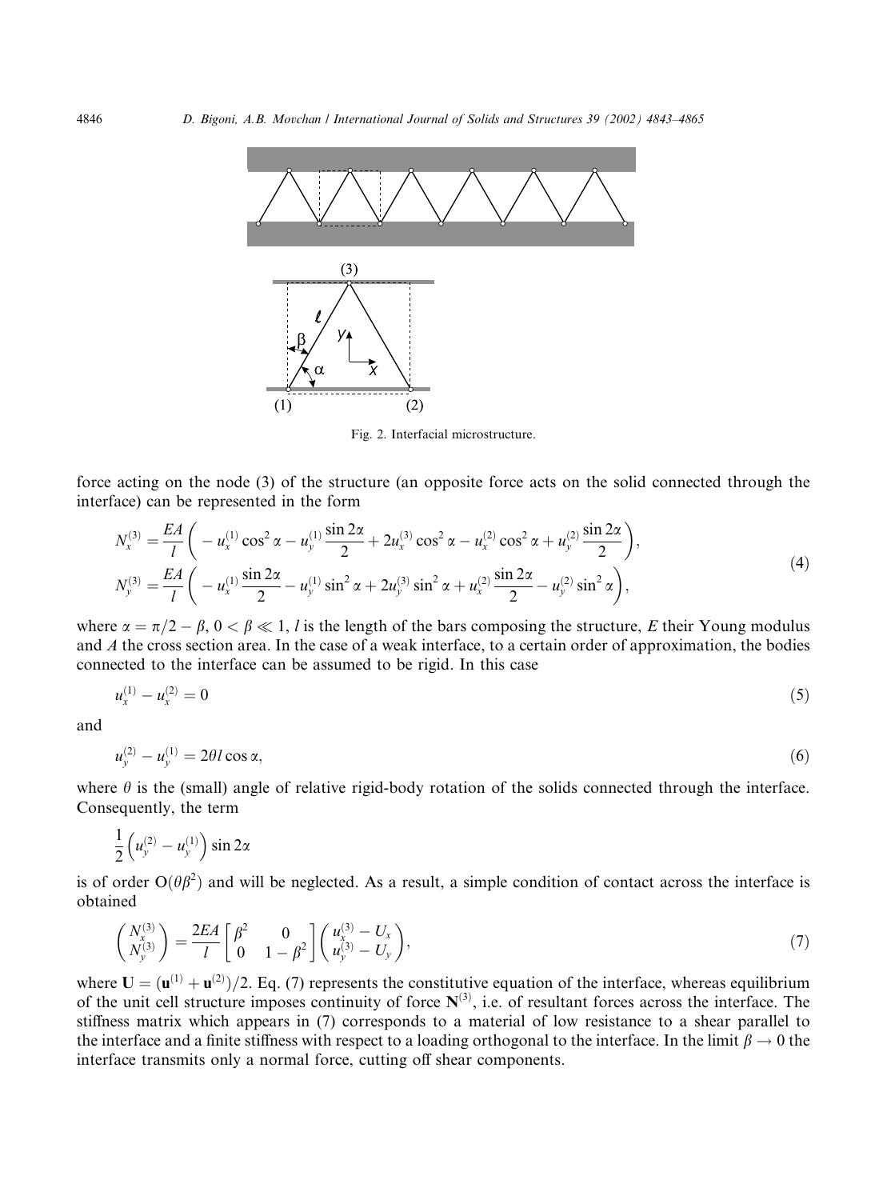Fig. 2. Interfacial microstructure.

force acting on the node (3) of the structure (an opposite force acts on the solid connected through the interface) can be represented in the form

$$
\begin{aligned}
N_x^{(3)} &= \frac{EA}{l}\left( -u_x^{(1)}\cos^2\alpha - u_y^{(1)}\frac{\sin 2\alpha}{2} + 2u_x^{(3)}\cos^2\alpha - u_x^{(2)}\cos^2\alpha + u_y^{(2)}\frac{\sin 2\alpha}{2}\right), \\
N_y^{(3)} &= \frac{EA}{l}\left( -u_x^{(1)}\frac{\sin 2\alpha}{2} - u_y^{(1)}\sin^2\alpha + 2u_y^{(3)}\sin^2\alpha + u_x^{(2)}\frac{\sin 2\alpha}{2} - u_y^{(2)}\sin^2\alpha\right),
\end{aligned}
\tag{4}
$$

where $\alpha = \pi/2 - \beta$, $0 < \beta \ll 1$, $l$ is the length of the bars composing the structure, $E$ their Young modulus and $A$ the cross section area. In the case of a weak interface, to a certain order of approximation, the bodies connected to the interface can be assumed to be rigid. In this case

$$
u_x^{(1)} - u_x^{(2)} = 0 \tag{5}
$$

and

$$
u_y^{(2)} - u_y^{(1)} = 2\theta l \cos\alpha, \tag{6}
$$

where $\theta$ is the (small) angle of relative rigid-body rotation of the solids connected through the interface. Consequently, the term

$$
\frac{1}{2}\left(u_y^{(2)} - u_y^{(1)}\right)\sin 2\alpha
$$

is of order $O(\theta\beta^2)$ and will be neglected. As a result, a simple condition of contact across the interface is obtained

$$
\begin{pmatrix} N_x^{(3)} \\ N_y^{(3)} \end{pmatrix} = \frac{2EA}{l}\begin{bmatrix} \beta^2 & 0 \\ 0 & 1-\beta^2 \end{bmatrix}\begin{pmatrix} u_x^{(3)} - U_x \\ u_y^{(3)} - U_y \end{pmatrix}, \tag{7}
$$

where $\mathbf{U} = (\mathbf{u}^{(1)} + \mathbf{u}^{(2)})/2$. Eq. (7) represents the constitutive equation of the interface, whereas equilibrium of the unit cell structure imposes continuity of force $\mathbf{N}^{(3)}$, i.e. of resultant forces across the interface. The stiffness matrix which appears in (7) corresponds to a material of low resistance to a shear parallel to the interface and a finite stiffness with respect to a loading orthogonal to the interface. In the limit $\beta \to 0$ the interface transmits only a normal force, cutting off shear components.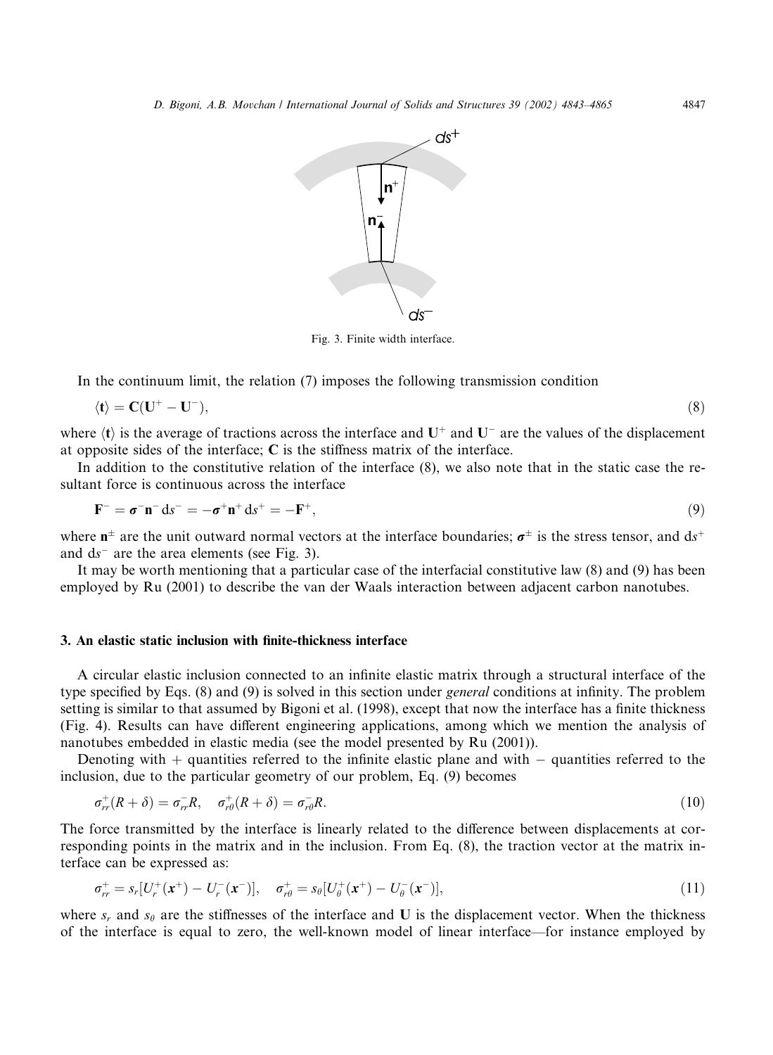Fig. 3. Finite width interface.

In the continuum limit, the relation (7) imposes the following transmission condition

$$\langle \mathbf{t} \rangle = \mathbf{C}(\mathbf{U}^+ - \mathbf{U}^-), \tag{8}$$

where $\langle \mathbf{t} \rangle$ is the average of tractions across the interface and $\mathbf{U}^+$ and $\mathbf{U}^-$ are the values of the displacement at opposite sides of the interface; $\mathbf{C}$ is the stiffness matrix of the interface.

In addition to the constitutive relation of the interface (8), we also note that in the static case the resultant force is continuous across the interface

$$\mathbf{F}^- = \boldsymbol{\sigma}^- \mathbf{n}^- \, \mathrm{d}s^- = -\boldsymbol{\sigma}^+ \mathbf{n}^+ \, \mathrm{d}s^+ = -\mathbf{F}^+, \tag{9}$$

where $\mathbf{n}^{\pm}$ are the unit outward normal vectors at the interface boundaries; $\boldsymbol{\sigma}^{\pm}$ is the stress tensor, and $\mathrm{d}s^+$ and $\mathrm{d}s^-$ are the area elements (see Fig. 3).

It may be worth mentioning that a particular case of the interfacial constitutive law (8) and (9) has been employed by Ru (2001) to describe the van der Waals interaction between adjacent carbon nanotubes.

## 3. An elastic static inclusion with finite-thickness interface

A circular elastic inclusion connected to an infinite elastic matrix through a structural interface of the type specified by Eqs. (8) and (9) is solved in this section under *general* conditions at infinity. The problem setting is similar to that assumed by Bigoni et al. (1998), except that now the interface has a finite thickness (Fig. 4). Results can have different engineering applications, among which we mention the analysis of nanotubes embedded in elastic media (see the model presented by Ru (2001)).

Denoting with + quantities referred to the infinite elastic plane and with − quantities referred to the inclusion, due to the particular geometry of our problem, Eq. (9) becomes

$$\sigma_{rr}^+(R+\delta) = \sigma_{rr}^- R, \quad \sigma_{r\theta}^+(R+\delta) = \sigma_{r\theta}^- R. \tag{10}$$

The force transmitted by the interface is linearly related to the difference between displacements at corresponding points in the matrix and in the inclusion. From Eq. (8), the traction vector at the matrix interface can be expressed as:

$$\sigma_{rr}^+ = s_r[U_r^+(\boldsymbol{x}^+) - U_r^-(\boldsymbol{x}^-)], \quad \sigma_{r\theta}^+ = s_\theta[U_\theta^+(\boldsymbol{x}^+) - U_\theta^-(\boldsymbol{x}^-)], \tag{11}$$

where $s_r$ and $s_\theta$ are the stiffnesses of the interface and $\mathbf{U}$ is the displacement vector. When the thickness of the interface is equal to zero, the well-known model of linear interface—for instance employed by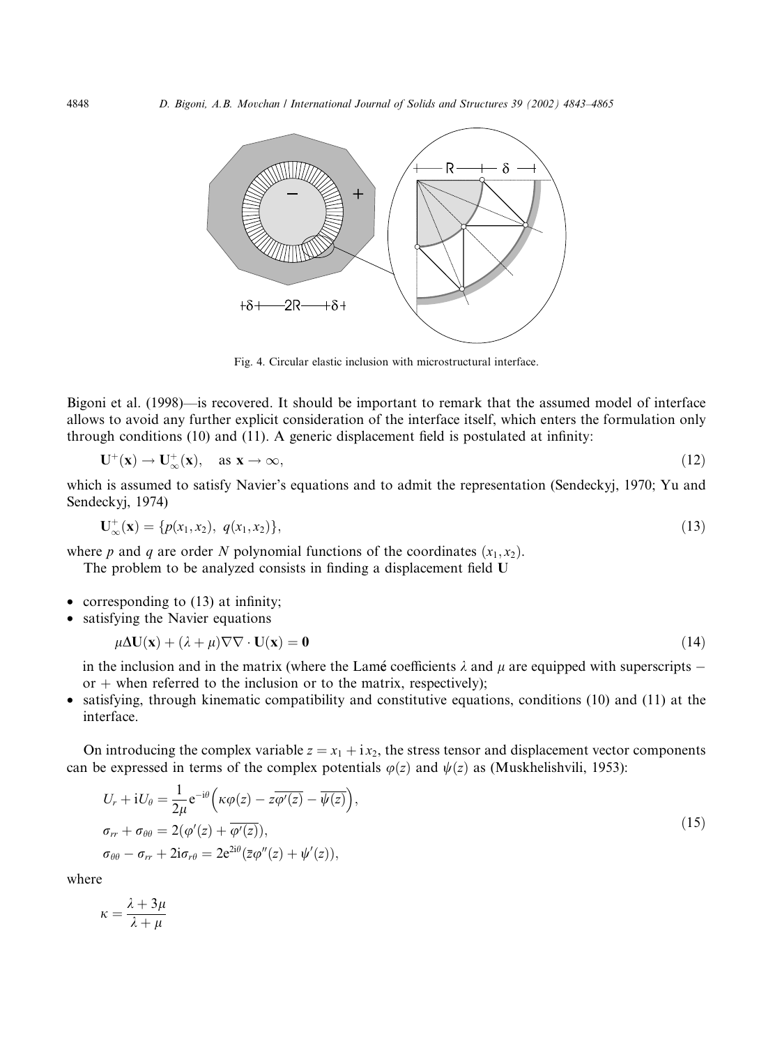Fig. 4. Circular elastic inclusion with microstructural interface.

Bigoni et al. (1998)—is recovered. It should be important to remark that the assumed model of interface allows to avoid any further explicit consideration of the interface itself, which enters the formulation only through conditions (10) and (11). A generic displacement field is postulated at infinity:

$$\mathbf{U}^{+}(\mathbf{x}) \to \mathbf{U}^{+}_{\infty}(\mathbf{x}), \quad \text{as } \mathbf{x} \to \infty, \tag{12}$$

which is assumed to satisfy Navier's equations and to admit the representation (Sendeckyj, 1970; Yu and Sendeckyj, 1974)

$$\mathbf{U}^{+}_{\infty}(\mathbf{x}) = \{p(x_1, x_2),\ q(x_1, x_2)\}, \tag{13}$$

where $p$ and $q$ are order $N$ polynomial functions of the coordinates $(x_1, x_2)$.

The problem to be analyzed consists in finding a displacement field $\mathbf{U}$

- corresponding to (13) at infinity;
- satisfying the Navier equations

  $$\mu \Delta \mathbf{U}(\mathbf{x}) + (\lambda + \mu)\nabla\nabla \cdot \mathbf{U}(\mathbf{x}) = \mathbf{0} \tag{14}$$

  in the inclusion and in the matrix (where the Lamé coefficients $\lambda$ and $\mu$ are equipped with superscripts $-$ or $+$ when referred to the inclusion or to the matrix, respectively);
- satisfying, through kinematic compatibility and constitutive equations, conditions (10) and (11) at the interface.

On introducing the complex variable $z = x_1 + \mathrm{i}x_2$, the stress tensor and displacement vector components can be expressed in terms of the complex potentials $\varphi(z)$ and $\psi(z)$ as (Muskhelishvili, 1953):

$$\begin{aligned}
U_r + \mathrm{i}U_\theta &= \frac{1}{2\mu}\mathrm{e}^{-\mathrm{i}\theta}\left(\kappa\varphi(z) - z\overline{\varphi'(z)} - \overline{\psi(z)}\right), \\
\sigma_{rr} + \sigma_{\theta\theta} &= 2(\varphi'(z) + \overline{\varphi'(z)}), \\
\sigma_{\theta\theta} - \sigma_{rr} + 2\mathrm{i}\sigma_{r\theta} &= 2\mathrm{e}^{2\mathrm{i}\theta}(\bar{z}\varphi''(z) + \psi'(z)),
\end{aligned} \tag{15}$$

where

$$\kappa = \frac{\lambda + 3\mu}{\lambda + \mu}$$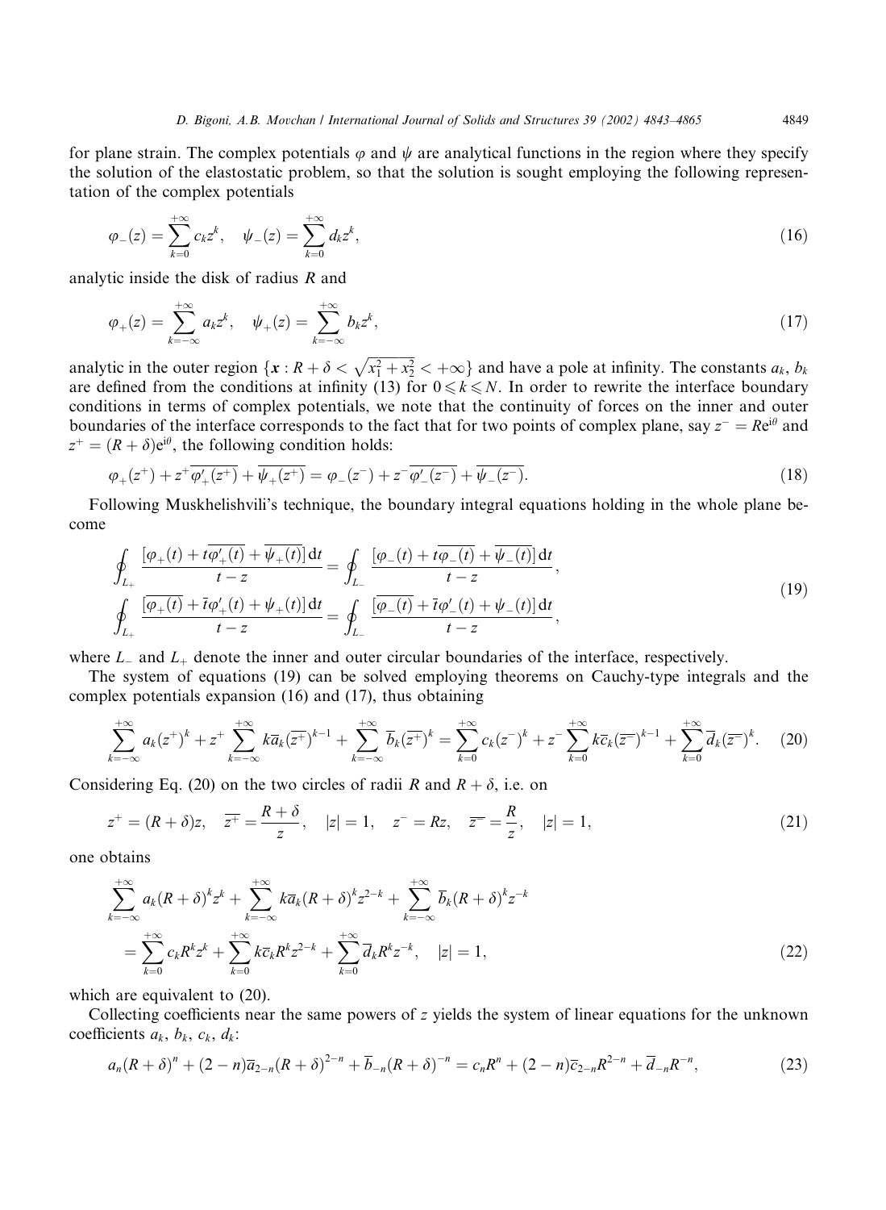for plane strain. The complex potentials $\varphi$ and $\psi$ are analytical functions in the region where they specify the solution of the elastostatic problem, so that the solution is sought employing the following representation of the complex potentials

$$\varphi_-(z) = \sum_{k=0}^{+\infty} c_k z^k, \quad \psi_-(z) = \sum_{k=0}^{+\infty} d_k z^k, \tag{16}$$

analytic inside the disk of radius $R$ and

$$\varphi_+(z) = \sum_{k=-\infty}^{+\infty} a_k z^k, \quad \psi_+(z) = \sum_{k=-\infty}^{+\infty} b_k z^k, \tag{17}$$

analytic in the outer region $\{\boldsymbol{x} : R + \delta < \sqrt{x_1^2 + x_2^2} < +\infty\}$ and have a pole at infinity. The constants $a_k$, $b_k$ are defined from the conditions at infinity (13) for $0 \leqslant k \leqslant N$. In order to rewrite the interface boundary conditions in terms of complex potentials, we note that the continuity of forces on the inner and outer boundaries of the interface corresponds to the fact that for two points of complex plane, say $z^- = R\mathrm{e}^{\mathrm{i}\theta}$ and $z^+ = (R + \delta)\mathrm{e}^{\mathrm{i}\theta}$, the following condition holds:

$$\varphi_+(z^+) + z^+\overline{\varphi'_+(z^+)} + \overline{\psi_+(z^+)} = \varphi_-(z^-) + z^-\overline{\varphi'_-(z^-)} + \overline{\psi_-(z^-)}. \tag{18}$$

Following Muskhelishvili's technique, the boundary integral equations holding in the whole plane become

$$\begin{aligned}
&\oint_{L_+} \frac{[\varphi_+(t) + t\overline{\varphi'_+(t)} + \overline{\psi_+(t)}]\,\mathrm{d}t}{t - z} = \oint_{L_-} \frac{[\varphi_-(t) + t\overline{\varphi_-(t)} + \overline{\psi_-(t)}]\,\mathrm{d}t}{t - z}, \\
&\oint_{L_+} \frac{[\overline{\varphi_+(t)} + \bar{t}\varphi'_+(t) + \psi_+(t)]\,\mathrm{d}t}{t - z} = \oint_{L_-} \frac{[\overline{\varphi_-(t)} + \bar{t}\varphi'_-(t) + \psi_-(t)]\,\mathrm{d}t}{t - z},
\end{aligned} \tag{19}$$

where $L_-$ and $L_+$ denote the inner and outer circular boundaries of the interface, respectively.

The system of equations (19) can be solved employing theorems on Cauchy-type integrals and the complex potentials expansion (16) and (17), thus obtaining

$$\sum_{k=-\infty}^{+\infty} a_k (z^+)^k + z^+ \sum_{k=-\infty}^{+\infty} k\overline{a}_k (\overline{z^+})^{k-1} + \sum_{k=-\infty}^{+\infty} \overline{b}_k (\overline{z^+})^k = \sum_{k=0}^{+\infty} c_k (z^-)^k + z^- \sum_{k=0}^{+\infty} k\overline{c}_k (\overline{z^-})^{k-1} + \sum_{k=0}^{+\infty} \overline{d}_k (\overline{z^-})^k. \tag{20}$$

Considering Eq. (20) on the two circles of radii $R$ and $R + \delta$, i.e. on

$$z^+ = (R + \delta)z, \quad \overline{z^+} = \frac{R + \delta}{z}, \quad |z| = 1, \quad z^- = Rz, \quad \overline{z^-} = \frac{R}{z}, \quad |z| = 1, \tag{21}$$

one obtains

$$\begin{aligned}
&\sum_{k=-\infty}^{+\infty} a_k (R + \delta)^k z^k + \sum_{k=-\infty}^{+\infty} k\overline{a}_k (R + \delta)^k z^{2-k} + \sum_{k=-\infty}^{+\infty} \overline{b}_k (R + \delta)^k z^{-k} \\
&\quad = \sum_{k=0}^{+\infty} c_k R^k z^k + \sum_{k=0}^{+\infty} k\overline{c}_k R^k z^{2-k} + \sum_{k=0}^{+\infty} \overline{d}_k R^k z^{-k}, \quad |z| = 1,
\end{aligned} \tag{22}$$

which are equivalent to (20).

Collecting coefficients near the same powers of $z$ yields the system of linear equations for the unknown coefficients $a_k$, $b_k$, $c_k$, $d_k$:

$$a_n (R + \delta)^n + (2 - n)\overline{a}_{2-n} (R + \delta)^{2-n} + \overline{b}_{-n} (R + \delta)^{-n} = c_n R^n + (2 - n)\overline{c}_{2-n} R^{2-n} + \overline{d}_{-n} R^{-n}, \tag{23}$$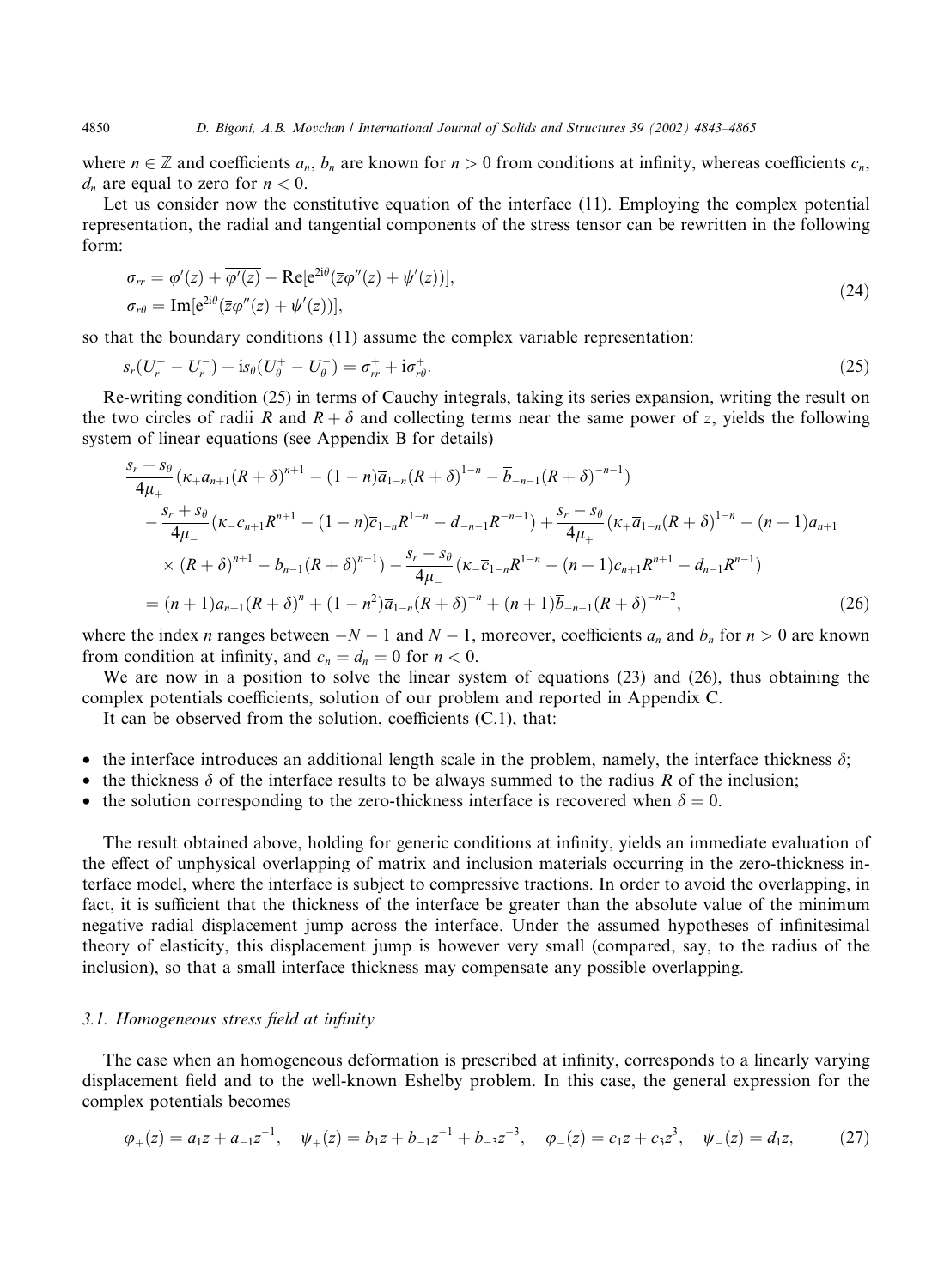where $n \in \mathbb{Z}$ and coefficients $a_n$, $b_n$ are known for $n > 0$ from conditions at infinity, whereas coefficients $c_n$, $d_n$ are equal to zero for $n < 0$.

Let us consider now the constitutive equation of the interface (11). Employing the complex potential representation, the radial and tangential components of the stress tensor can be rewritten in the following form:

$$
\begin{aligned}
\sigma_{rr} &= \varphi'(z) + \overline{\varphi'(z)} - \mathrm{Re}[\mathrm{e}^{2\mathrm{i}\theta}(\bar{z}\varphi''(z) + \psi'(z))], \\
\sigma_{r\theta} &= \mathrm{Im}[\mathrm{e}^{2\mathrm{i}\theta}(\bar{z}\varphi''(z) + \psi'(z))],
\end{aligned}
\tag{24}
$$

so that the boundary conditions (11) assume the complex variable representation:

$$
s_r(U_r^+ - U_r^-) + \mathrm{i}s_\theta(U_\theta^+ - U_\theta^-) = \sigma_{rr}^+ + \mathrm{i}\sigma_{r\theta}^+. \tag{25}
$$

Re-writing condition (25) in terms of Cauchy integrals, taking its series expansion, writing the result on the two circles of radii $R$ and $R+\delta$ and collecting terms near the same power of $z$, yields the following system of linear equations (see Appendix B for details)

$$
\begin{aligned}
&\frac{s_r + s_\theta}{4\mu_+}(\kappa_+ a_{n+1}(R+\delta)^{n+1} - (1-n)\overline{a}_{1-n}(R+\delta)^{1-n} - \overline{b}_{-n-1}(R+\delta)^{-n-1}) \\
&\quad - \frac{s_r + s_\theta}{4\mu_-}(\kappa_- c_{n+1}R^{n+1} - (1-n)\overline{c}_{1-n}R^{1-n} - \overline{d}_{-n-1}R^{-n-1}) + \frac{s_r - s_\theta}{4\mu_+}(\kappa_+ \overline{a}_{1-n}(R+\delta)^{1-n} - (n+1)a_{n+1} \\
&\quad \times (R+\delta)^{n+1} - b_{n-1}(R+\delta)^{n-1}) - \frac{s_r - s_\theta}{4\mu_-}(\kappa_- \overline{c}_{1-n}R^{1-n} - (n+1)c_{n+1}R^{n+1} - d_{n-1}R^{n-1}) \\
&= (n+1)a_{n+1}(R+\delta)^n + (1-n^2)\overline{a}_{1-n}(R+\delta)^{-n} + (n+1)\overline{b}_{-n-1}(R+\delta)^{-n-2},
\end{aligned}
\tag{26}
$$

where the index $n$ ranges between $-N-1$ and $N-1$, moreover, coefficients $a_n$ and $b_n$ for $n > 0$ are known from condition at infinity, and $c_n = d_n = 0$ for $n < 0$.

We are now in a position to solve the linear system of equations (23) and (26), thus obtaining the complex potentials coefficients, solution of our problem and reported in Appendix C.

It can be observed from the solution, coefficients (C.1), that:

- the interface introduces an additional length scale in the problem, namely, the interface thickness $\delta$;
- the thickness $\delta$ of the interface results to be always summed to the radius $R$ of the inclusion;
- the solution corresponding to the zero-thickness interface is recovered when $\delta = 0$.

The result obtained above, holding for generic conditions at infinity, yields an immediate evaluation of the effect of unphysical overlapping of matrix and inclusion materials occurring in the zero-thickness interface model, where the interface is subject to compressive tractions. In order to avoid the overlapping, in fact, it is sufficient that the thickness of the interface be greater than the absolute value of the minimum negative radial displacement jump across the interface. Under the assumed hypotheses of infinitesimal theory of elasticity, this displacement jump is however very small (compared, say, to the radius of the inclusion), so that a small interface thickness may compensate any possible overlapping.

### 3.1. Homogeneous stress field at infinity

The case when an homogeneous deformation is prescribed at infinity, corresponds to a linearly varying displacement field and to the well-known Eshelby problem. In this case, the general expression for the complex potentials becomes

$$
\varphi_+(z) = a_1 z + a_{-1}z^{-1}, \quad \psi_+(z) = b_1 z + b_{-1}z^{-1} + b_{-3}z^{-3}, \quad \varphi_-(z) = c_1 z + c_3 z^3, \quad \psi_-(z) = d_1 z, \tag{27}
$$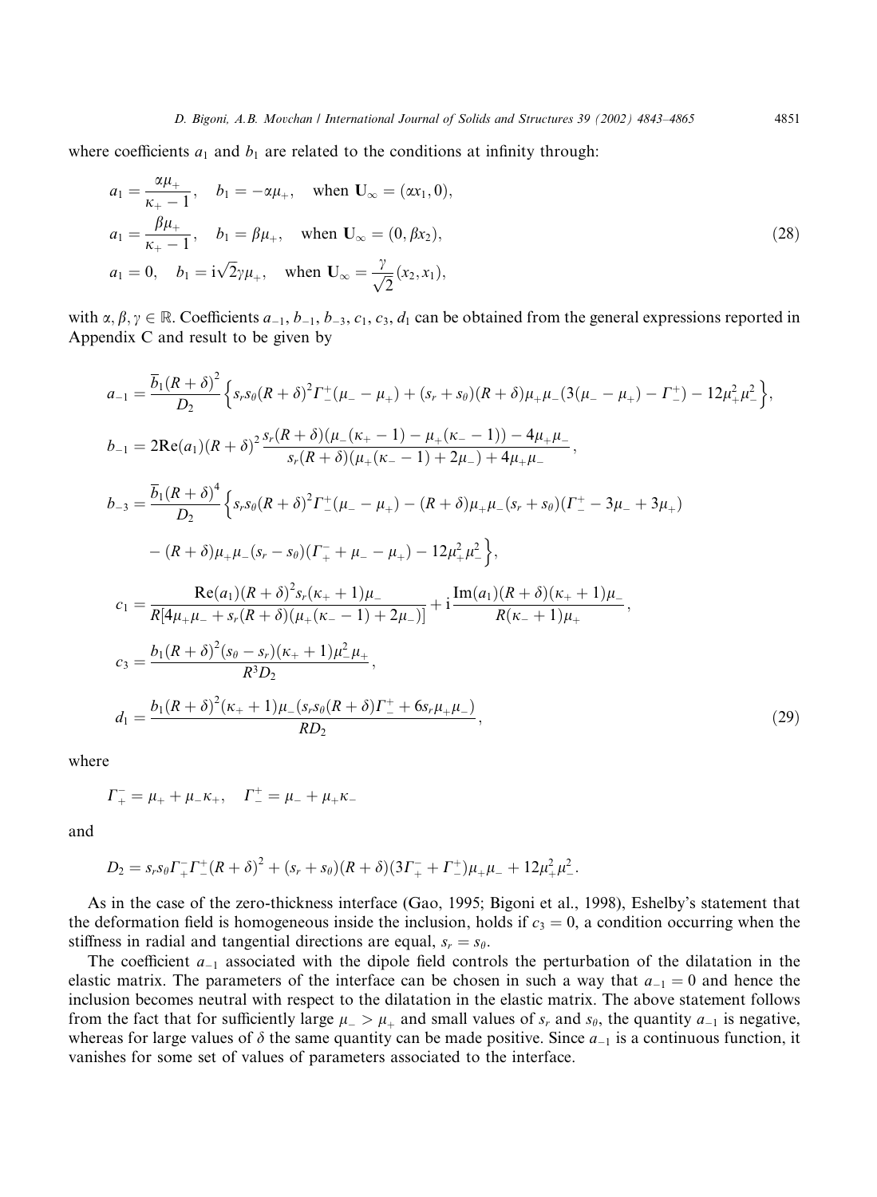where coefficients $a_1$ and $b_1$ are related to the conditions at infinity through:

$$
\begin{aligned}
&a_1 = \frac{\alpha\mu_+}{\kappa_+ - 1}, \quad b_1 = -\alpha\mu_+, \quad \text{when } \mathbf{U}_\infty = (\alpha x_1, 0),\\
&a_1 = \frac{\beta\mu_+}{\kappa_+ - 1}, \quad b_1 = \beta\mu_+, \quad \text{when } \mathbf{U}_\infty = (0, \beta x_2),\\
&a_1 = 0, \quad b_1 = \mathrm{i}\sqrt{2}\gamma\mu_+, \quad \text{when } \mathbf{U}_\infty = \frac{\gamma}{\sqrt{2}}(x_2, x_1),
\end{aligned}
\tag{28}
$$

with $\alpha, \beta, \gamma \in \mathbb{R}$. Coefficients $a_{-1}, b_{-1}, b_{-3}, c_1, c_3, d_1$ can be obtained from the general expressions reported in Appendix C and result to be given by

$$
\begin{aligned}
a_{-1} &= \frac{\overline{b}_1(R+\delta)^2}{D_2}\Big\{s_r s_\theta (R+\delta)^2 \Gamma_-^+(\mu_- - \mu_+) + (s_r + s_\theta)(R+\delta)\mu_+\mu_-(3(\mu_- - \mu_+) - \Gamma_-^+) - 12\mu_+^2\mu_-^2\Big\},\\
b_{-1} &= 2\mathrm{Re}(a_1)(R+\delta)^2 \frac{s_r(R+\delta)(\mu_-(\kappa_+ - 1) - \mu_+(\kappa_- - 1)) - 4\mu_+\mu_-}{s_r(R+\delta)(\mu_+(\kappa_- - 1) + 2\mu_-) + 4\mu_+\mu_-},\\
b_{-3} &= \frac{\overline{b}_1(R+\delta)^4}{D_2}\Big\{s_r s_\theta (R+\delta)^2 \Gamma_-^+(\mu_- - \mu_+) - (R+\delta)\mu_+\mu_-(s_r + s_\theta)(\Gamma_-^+ - 3\mu_- + 3\mu_+)\\
&\quad - (R+\delta)\mu_+\mu_-(s_r - s_\theta)(\Gamma_+^- + \mu_- - \mu_+) - 12\mu_+^2\mu_-^2\Big\},\\
c_1 &= \frac{\mathrm{Re}(a_1)(R+\delta)^2 s_r(\kappa_+ + 1)\mu_-}{R[4\mu_+\mu_- + s_r(R+\delta)(\mu_+(\kappa_- - 1) + 2\mu_-)]} + \mathrm{i}\frac{\mathrm{Im}(a_1)(R+\delta)(\kappa_+ + 1)\mu_-}{R(\kappa_- + 1)\mu_+},\\
c_3 &= \frac{b_1(R+\delta)^2(s_\theta - s_r)(\kappa_+ + 1)\mu_-^2\mu_+}{R^3 D_2},\\
d_1 &= \frac{b_1(R+\delta)^2(\kappa_+ + 1)\mu_-(s_r s_\theta(R+\delta)\Gamma_-^+ + 6 s_r \mu_+\mu_-)}{R D_2},
\end{aligned}
\tag{29}
$$

where

$$
\Gamma_+^- = \mu_+ + \mu_-\kappa_+, \quad \Gamma_-^+ = \mu_- + \mu_+\kappa_-
$$

and

$$
D_2 = s_r s_\theta \Gamma_+^- \Gamma_-^+ (R+\delta)^2 + (s_r + s_\theta)(R+\delta)(3\Gamma_+^- + \Gamma_-^+)\mu_+\mu_- + 12\mu_+^2\mu_-^2.
$$

As in the case of the zero-thickness interface (Gao, 1995; Bigoni et al., 1998), Eshelby's statement that the deformation field is homogeneous inside the inclusion, holds if $c_3 = 0$, a condition occurring when the stiffness in radial and tangential directions are equal, $s_r = s_\theta$.

The coefficient $a_{-1}$ associated with the dipole field controls the perturbation of the dilatation in the elastic matrix. The parameters of the interface can be chosen in such a way that $a_{-1} = 0$ and hence the inclusion becomes neutral with respect to the dilatation in the elastic matrix. The above statement follows from the fact that for sufficiently large $\mu_- > \mu_+$ and small values of $s_r$ and $s_\theta$, the quantity $a_{-1}$ is negative, whereas for large values of $\delta$ the same quantity can be made positive. Since $a_{-1}$ is a continuous function, it vanishes for some set of values of parameters associated to the interface.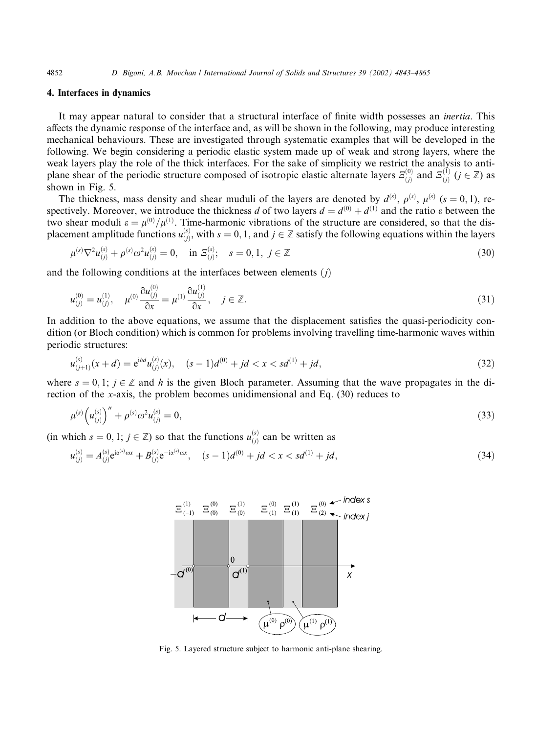## 4. Interfaces in dynamics

It may appear natural to consider that a structural interface of finite width possesses an *inertia*. This affects the dynamic response of the interface and, as will be shown in the following, may produce interesting mechanical behaviours. These are investigated through systematic examples that will be developed in the following. We begin considering a periodic elastic system made up of weak and strong layers, where the weak layers play the role of the thick interfaces. For the sake of simplicity we restrict the analysis to anti-plane shear of the periodic structure composed of isotropic elastic alternate layers $\Xi^{(0)}_{(j)}$ and $\Xi^{(1)}_{(j)}$ ($j \in \mathbb{Z}$) as shown in Fig. 5.

The thickness, mass density and shear muduli of the layers are denoted by $d^{(s)}$, $\rho^{(s)}$, $\mu^{(s)}$ ($s = 0, 1$), respectively. Moreover, we introduce the thickness $d$ of two layers $d = d^{(0)} + d^{(1)}$ and the ratio $\varepsilon$ between the two shear moduli $\varepsilon = \mu^{(0)}/\mu^{(1)}$. Time-harmonic vibrations of the structure are considered, so that the displacement amplitude functions $u^{(s)}_{(j)}$, with $s = 0, 1$, and $j \in \mathbb{Z}$ satisfy the following equations within the layers

$$\mu^{(s)}\nabla^2 u^{(s)}_{(j)} + \rho^{(s)}\omega^2 u^{(s)}_{(j)} = 0, \quad \text{in } \Xi^{(s)}_{(j)}; \quad s = 0, 1, \ j \in \mathbb{Z} \tag{30}$$

and the following conditions at the interfaces between elements $(j)$

$$u^{(0)}_{(j)} = u^{(1)}_{(j)}, \quad \mu^{(0)}\frac{\partial u^{(0)}_{(j)}}{\partial x} = \mu^{(1)}\frac{\partial u^{(1)}_{(j)}}{\partial x}, \quad j \in \mathbb{Z}. \tag{31}$$

In addition to the above equations, we assume that the displacement satisfies the quasi-periodicity condition (or Bloch condition) which is common for problems involving travelling time-harmonic waves within periodic structures:

$$u^{(s)}_{(j+1)}(x + d) = e^{ihd} u^{(s)}_{(j)}(x), \quad (s-1)d^{(0)} + jd < x < sd^{(1)} + jd, \tag{32}$$

where $s = 0, 1$; $j \in \mathbb{Z}$ and $h$ is the given Bloch parameter. Assuming that the wave propagates in the direction of the $x$-axis, the problem becomes unidimensional and Eq. (30) reduces to

$$\mu^{(s)}\left(u^{(s)}_{(j)}\right)'' + \rho^{(s)}\omega^2 u^{(s)}_{(j)} = 0, \tag{33}$$

(in which $s = 0, 1$; $j \in \mathbb{Z}$) so that the functions $u^{(s)}_{(j)}$ can be written as

$$u^{(s)}_{(j)} = A^{(s)}_{(j)} e^{i\alpha^{(s)}\omega x} + B^{(s)}_{(j)} e^{-i\alpha^{(s)}\omega x}, \quad (s-1)d^{(0)} + jd < x < sd^{(1)} + jd, \tag{34}$$

Fig. 5. Layered structure subject to harmonic anti-plane shearing.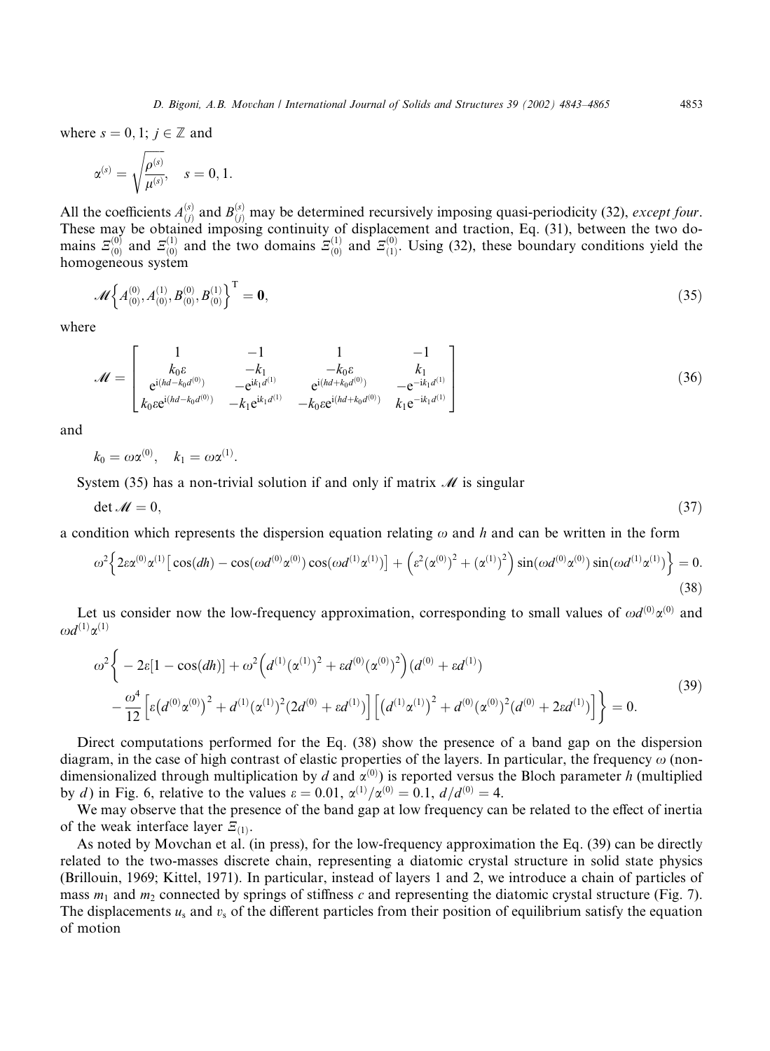where $s = 0, 1$; $j \in \mathbb{Z}$ and

$$\alpha^{(s)} = \sqrt{\frac{\rho^{(s)}}{\mu^{(s)}}}, \quad s = 0, 1.$$

All the coefficients $A_{(j)}^{(s)}$ and $B_{(j)}^{(s)}$ may be determined recursively imposing quasi-periodicity (32), *except four*. These may be obtained imposing continuity of displacement and traction, Eq. (31), between the two domains $\Xi_{(0)}^{(0)}$ and $\Xi_{(0)}^{(1)}$ and the two domains $\Xi_{(0)}^{(1)}$ and $\Xi_{(1)}^{(0)}$. Using (32), these boundary conditions yield the homogeneous system

$$\mathscr{M}\left\{A_{(0)}^{(0)}, A_{(0)}^{(1)}, B_{(0)}^{(0)}, B_{(0)}^{(1)}\right\}^{\mathrm{T}} = \mathbf{0}, \tag{35}$$

where

$$\mathscr{M} = \begin{bmatrix} 1 & -1 & 1 & -1 \\ k_0\varepsilon & -k_1 & -k_0\varepsilon & k_1 \\ \mathrm{e}^{\mathrm{i}(hd - k_0 d^{(0)})} & -\mathrm{e}^{\mathrm{i}k_1 d^{(1)}} & \mathrm{e}^{\mathrm{i}(hd + k_0 d^{(0)})} & -\mathrm{e}^{-\mathrm{i}k_1 d^{(1)}} \\ k_0\varepsilon \mathrm{e}^{\mathrm{i}(hd - k_0 d^{(0)})} & -k_1 \mathrm{e}^{\mathrm{i}k_1 d^{(1)}} & -k_0\varepsilon \mathrm{e}^{\mathrm{i}(hd + k_0 d^{(0)})} & k_1 \mathrm{e}^{-\mathrm{i}k_1 d^{(1)}} \end{bmatrix} \tag{36}$$

and

$$k_0 = \omega\alpha^{(0)}, \quad k_1 = \omega\alpha^{(1)}.$$

System (35) has a non-trivial solution if and only if matrix $\mathscr{M}$ is singular

$$\det \mathscr{M} = 0, \tag{37}$$

a condition which represents the dispersion equation relating $\omega$ and $h$ and can be written in the form

$$\omega^2\Big\{2\varepsilon\alpha^{(0)}\alpha^{(1)}\big[\cos(dh) - \cos(\omega d^{(0)}\alpha^{(0)})\cos(\omega d^{(1)}\alpha^{(1)})\big] + \Big(\varepsilon^2(\alpha^{(0)})^2 + (\alpha^{(1)})^2\Big)\sin(\omega d^{(0)}\alpha^{(0)})\sin(\omega d^{(1)}\alpha^{(1)})\Big\} = 0. \tag{38}$$

Let us consider now the low-frequency approximation, corresponding to small values of $\omega d^{(0)}\alpha^{(0)}$ and $\omega d^{(1)}\alpha^{(1)}$

$$\begin{aligned} \omega^2\bigg\{ &-2\varepsilon[1 - \cos(dh)] + \omega^2\Big(d^{(1)}(\alpha^{(1)})^2 + \varepsilon d^{(0)}(\alpha^{(0)})^2\Big)(d^{(0)} + \varepsilon d^{(1)}) \\ &- \frac{\omega^4}{12}\Big[\varepsilon\big(d^{(0)}\alpha^{(0)}\big)^2 + d^{(1)}(\alpha^{(1)})^2(2d^{(0)} + \varepsilon d^{(1)})\Big]\Big[\big(d^{(1)}\alpha^{(1)}\big)^2 + d^{(0)}(\alpha^{(0)})^2(d^{(0)} + 2\varepsilon d^{(1)})\Big]\bigg\} = 0. \end{aligned} \tag{39}$$

Direct computations performed for the Eq. (38) show the presence of a band gap on the dispersion diagram, in the case of high contrast of elastic properties of the layers. In particular, the frequency $\omega$ (non-dimensionalized through multiplication by $d$ and $\alpha^{(0)}$) is reported versus the Bloch parameter $h$ (multiplied by $d$) in Fig. 6, relative to the values $\varepsilon = 0.01$, $\alpha^{(1)}/\alpha^{(0)} = 0.1$, $d/d^{(0)} = 4$.

We may observe that the presence of the band gap at low frequency can be related to the effect of inertia of the weak interface layer $\Xi_{(1)}$.

As noted by Movchan et al. (in press), for the low-frequency approximation the Eq. (39) can be directly related to the two-masses discrete chain, representing a diatomic crystal structure in solid state physics (Brillouin, 1969; Kittel, 1971). In particular, instead of layers 1 and 2, we introduce a chain of particles of mass $m_1$ and $m_2$ connected by springs of stiffness $c$ and representing the diatomic crystal structure (Fig. 7). The displacements $u_s$ and $v_s$ of the different particles from their position of equilibrium satisfy the equation of motion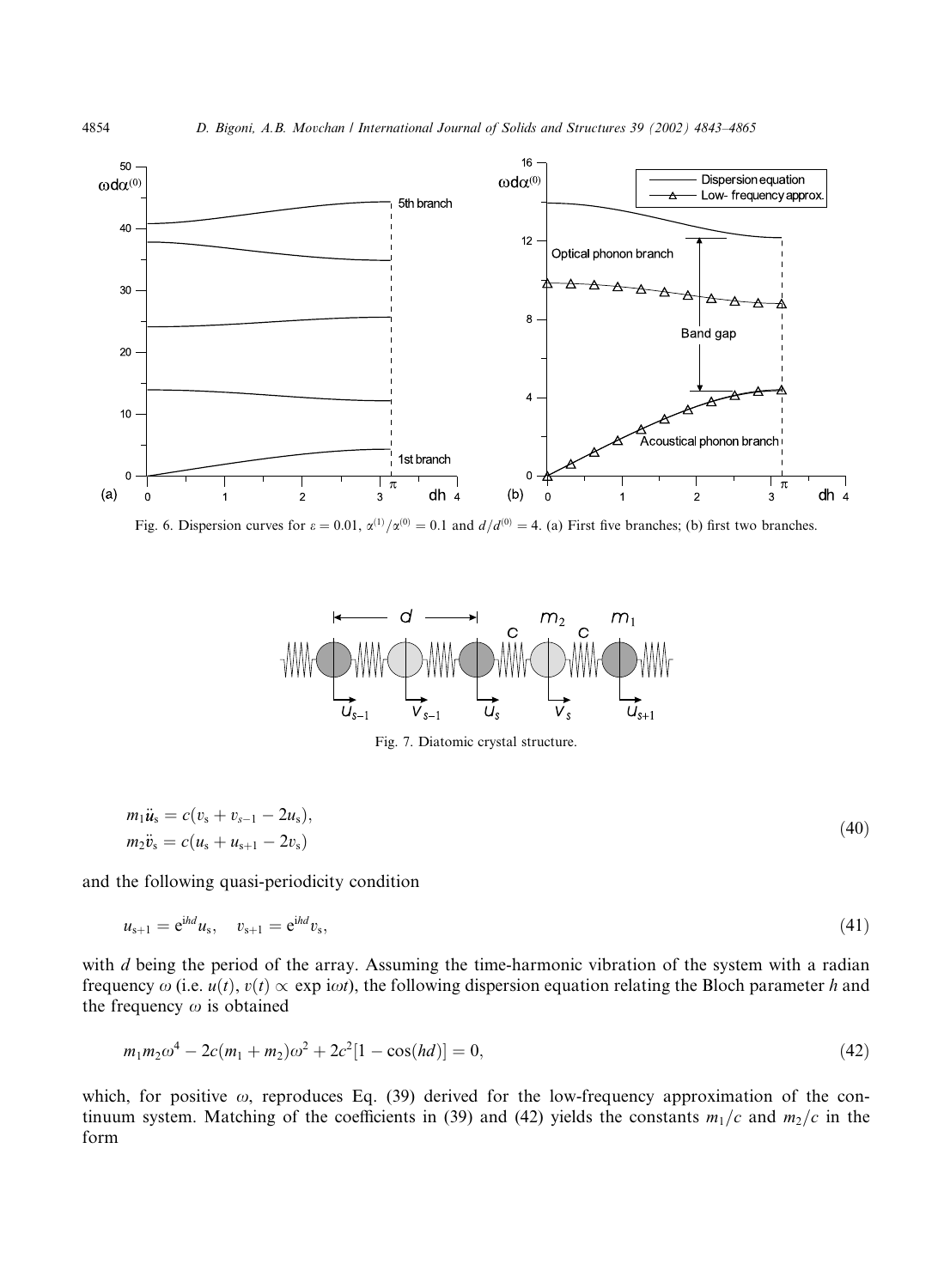Fig. 6. Dispersion curves for $\varepsilon = 0.01$, $\alpha^{(1)}/\alpha^{(0)} = 0.1$ and $d/d^{(0)} = 4$. (a) First five branches; (b) first two branches.

Fig. 7. Diatomic crystal structure.

$$
\begin{aligned}
m_1 \ddot{u}_s &= c(v_s + v_{s-1} - 2u_s), \\
m_2 \ddot{v}_s &= c(u_s + u_{s+1} - 2v_s)
\end{aligned}
\tag{40}
$$

and the following quasi-periodicity condition

$$
u_{s+1} = e^{ihd} u_s, \quad v_{s+1} = e^{ihd} v_s, \tag{41}
$$

with $d$ being the period of the array. Assuming the time-harmonic vibration of the system with a radian frequency $\omega$ (i.e. $u(t), v(t) \propto \exp i\omega t$), the following dispersion equation relating the Bloch parameter $h$ and the frequency $\omega$ is obtained

$$
m_1 m_2 \omega^4 - 2c(m_1 + m_2)\omega^2 + 2c^2[1 - \cos(hd)] = 0, \tag{42}
$$

which, for positive $\omega$, reproduces Eq. (39) derived for the low-frequency approximation of the continuum system. Matching of the coefficients in (39) and (42) yields the constants $m_1/c$ and $m_2/c$ in the form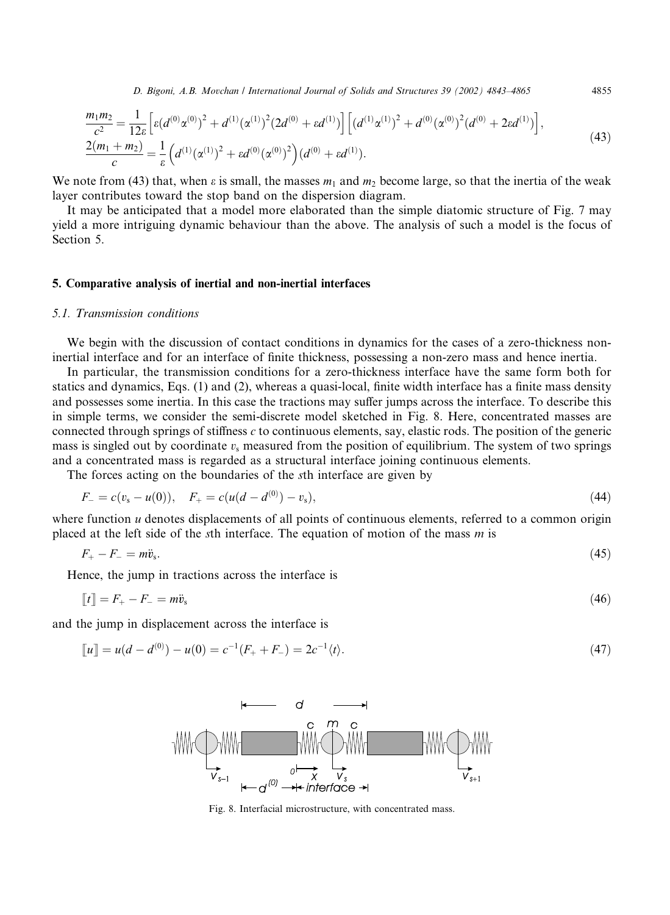$$
\begin{aligned}
\frac{m_1 m_2}{c^2} &= \frac{1}{12\varepsilon}\left[\varepsilon\left(d^{(0)}\alpha^{(0)}\right)^2 + d^{(1)}\left(\alpha^{(1)}\right)^2\left(2d^{(0)} + \varepsilon d^{(1)}\right)\right]\left[\left(d^{(1)}\alpha^{(1)}\right)^2 + d^{(0)}\left(\alpha^{(0)}\right)^2\left(d^{(0)} + 2\varepsilon d^{(1)}\right)\right], \\
\frac{2(m_1 + m_2)}{c} &= \frac{1}{\varepsilon}\left(d^{(1)}\left(\alpha^{(1)}\right)^2 + \varepsilon d^{(0)}\left(\alpha^{(0)}\right)^2\right)\left(d^{(0)} + \varepsilon d^{(1)}\right).
\end{aligned}
\tag{43}
$$

We note from (43) that, when $\varepsilon$ is small, the masses $m_1$ and $m_2$ become large, so that the inertia of the weak layer contributes toward the stop band on the dispersion diagram.

It may be anticipated that a model more elaborated than the simple diatomic structure of Fig. 7 may yield a more intriguing dynamic behaviour than the above. The analysis of such a model is the focus of Section 5.

## 5. Comparative analysis of inertial and non-inertial interfaces

### 5.1. Transmission conditions

We begin with the discussion of contact conditions in dynamics for the cases of a zero-thickness non-inertial interface and for an interface of finite thickness, possessing a non-zero mass and hence inertia.

In particular, the transmission conditions for a zero-thickness interface have the same form both for statics and dynamics, Eqs. (1) and (2), whereas a quasi-local, finite width interface has a finite mass density and possesses some inertia. In this case the tractions may suffer jumps across the interface. To describe this in simple terms, we consider the semi-discrete model sketched in Fig. 8. Here, concentrated masses are connected through springs of stiffness $c$ to continuous elements, say, elastic rods. The position of the generic mass is singled out by coordinate $v_s$ measured from the position of equilibrium. The system of two springs and a concentrated mass is regarded as a structural interface joining continuous elements.

The forces acting on the boundaries of the $s$th interface are given by

$$
F_- = c(v_s - u(0)), \quad F_+ = c(u(d - d^{(0)}) - v_s), \tag{44}
$$

where function $u$ denotes displacements of all points of continuous elements, referred to a common origin placed at the left side of the $s$th interface. The equation of motion of the mass $m$ is

$$
F_+ - F_- = m\ddot{v}_s. \tag{45}
$$

Hence, the jump in tractions across the interface is

$$
[\![t]\!] = F_+ - F_- = m\ddot{v}_s \tag{46}
$$

and the jump in displacement across the interface is

$$
[\![u]\!] = u(d - d^{(0)}) - u(0) = c^{-1}(F_+ + F_-) = 2c^{-1}\langle t\rangle. \tag{47}
$$

Fig. 8. Interfacial microstructure, with concentrated mass.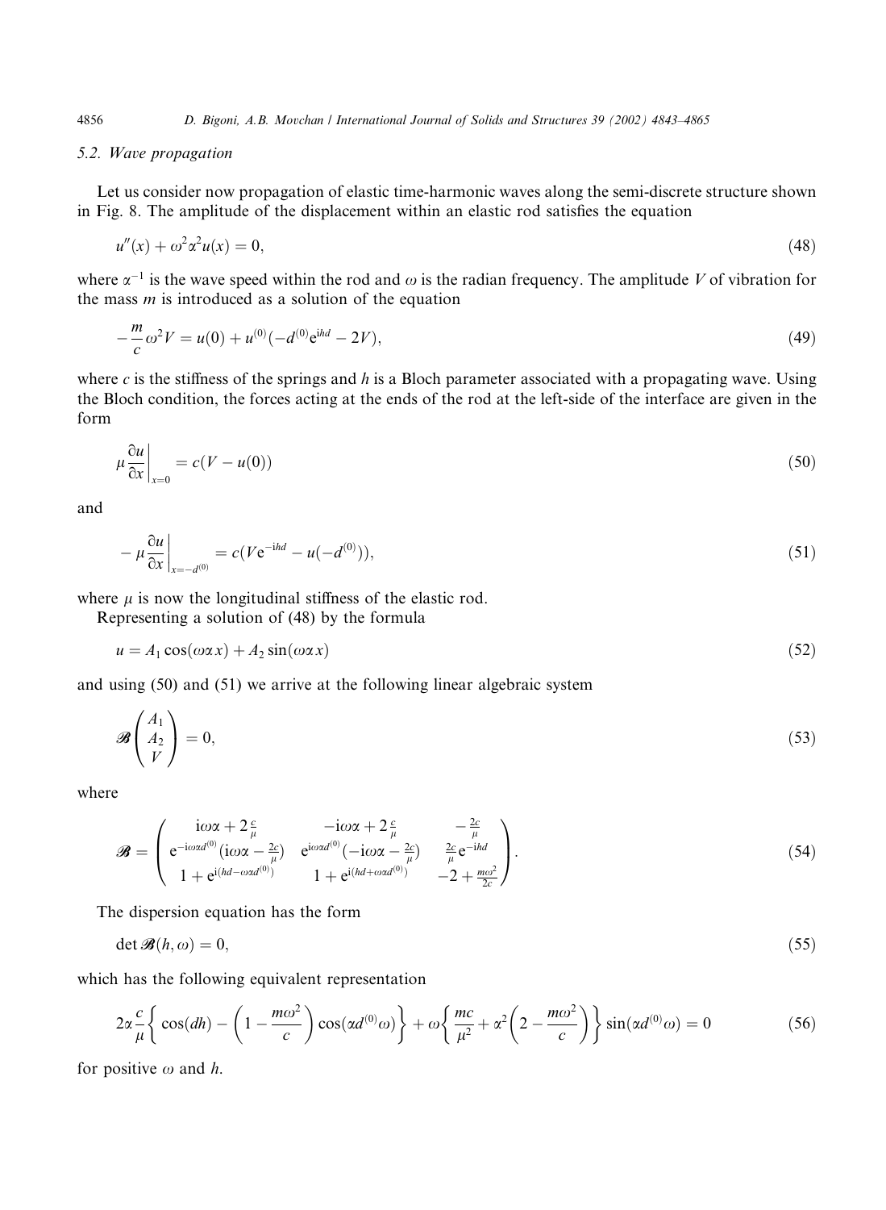### 5.2. Wave propagation

Let us consider now propagation of elastic time-harmonic waves along the semi-discrete structure shown in Fig. 8. The amplitude of the displacement within an elastic rod satisfies the equation

$$u''(x) + \omega^2\alpha^2 u(x) = 0, \tag{48}$$

where $\alpha^{-1}$ is the wave speed within the rod and $\omega$ is the radian frequency. The amplitude $V$ of vibration for the mass $m$ is introduced as a solution of the equation

$$-\frac{m}{c}\omega^2 V = u(0) + u^{(0)}(-d^{(0)}\mathrm{e}^{\mathrm{i}hd} - 2V), \tag{49}$$

where $c$ is the stiffness of the springs and $h$ is a Bloch parameter associated with a propagating wave. Using the Bloch condition, the forces acting at the ends of the rod at the left-side of the interface are given in the form

$$\mu\frac{\partial u}{\partial x}\bigg|_{x=0} = c(V - u(0)) \tag{50}$$

and

$$-\mu\frac{\partial u}{\partial x}\bigg|_{x=-d^{(0)}} = c(V\mathrm{e}^{-\mathrm{i}hd} - u(-d^{(0)})), \tag{51}$$

where $\mu$ is now the longitudinal stiffness of the elastic rod.

Representing a solution of (48) by the formula

$$u = A_1\cos(\omega\alpha x) + A_2\sin(\omega\alpha x) \tag{52}$$

and using (50) and (51) we arrive at the following linear algebraic system

$$\mathscr{B}\begin{pmatrix} A_1 \\ A_2 \\ V \end{pmatrix} = 0, \tag{53}$$

where

$$\mathscr{B} = \begin{pmatrix} \mathrm{i}\omega\alpha + 2\frac{c}{\mu} & -\mathrm{i}\omega\alpha + 2\frac{c}{\mu} & -\frac{2c}{\mu} \\ \mathrm{e}^{-\mathrm{i}\omega\alpha d^{(0)}}(\mathrm{i}\omega\alpha - \frac{2c}{\mu}) & \mathrm{e}^{\mathrm{i}\omega\alpha d^{(0)}}(-\mathrm{i}\omega\alpha - \frac{2c}{\mu}) & \frac{2c}{\mu}\mathrm{e}^{-\mathrm{i}hd} \\ 1 + \mathrm{e}^{\mathrm{i}(hd - \omega\alpha d^{(0)})} & 1 + \mathrm{e}^{\mathrm{i}(hd + \omega\alpha d^{(0)})} & -2 + \frac{m\omega^2}{2c} \end{pmatrix}. \tag{54}$$

The dispersion equation has the form

$$\det\mathscr{B}(h,\omega) = 0, \tag{55}$$

which has the following equivalent representation

$$2\alpha\frac{c}{\mu}\left\{\cos(dh) - \left(1 - \frac{m\omega^2}{c}\right)\cos(\alpha d^{(0)}\omega)\right\} + \omega\left\{\frac{mc}{\mu^2} + \alpha^2\left(2 - \frac{m\omega^2}{c}\right)\right\}\sin(\alpha d^{(0)}\omega) = 0 \tag{56}$$

for positive $\omega$ and $h$.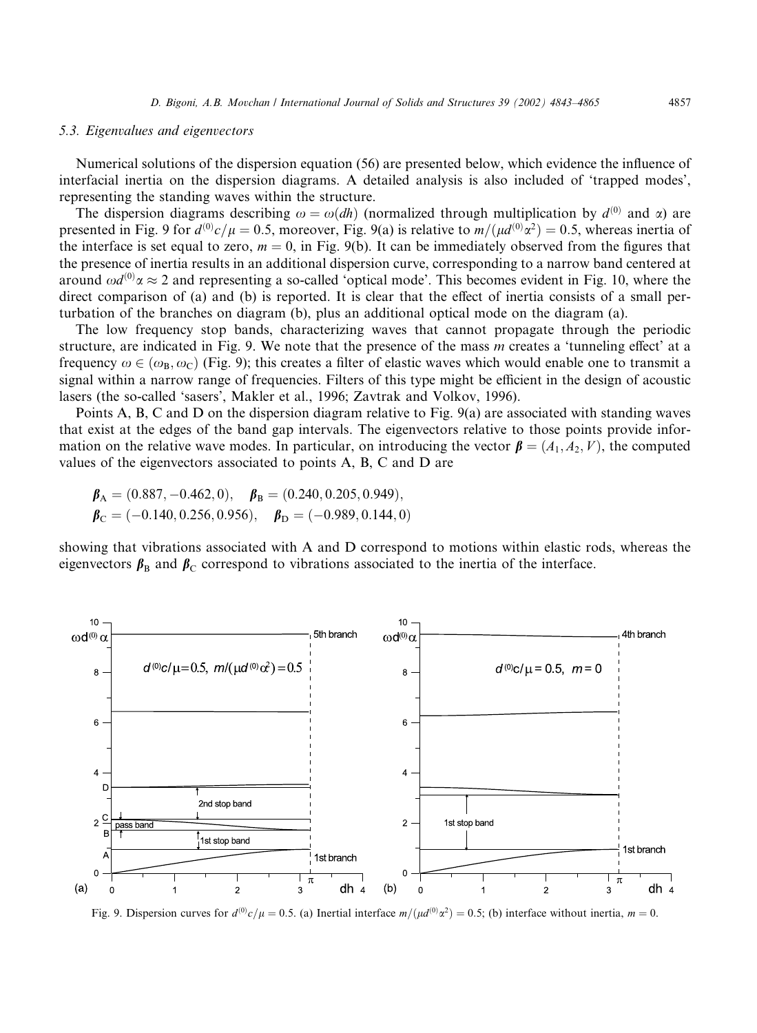### 5.3. Eigenvalues and eigenvectors

Numerical solutions of the dispersion equation (56) are presented below, which evidence the influence of interfacial inertia on the dispersion diagrams. A detailed analysis is also included of 'trapped modes', representing the standing waves within the structure.

The dispersion diagrams describing $\omega = \omega(dh)$ (normalized through multiplication by $d^{(0)}$ and $\alpha$) are presented in Fig. 9 for $d^{(0)}c/\mu = 0.5$, moreover, Fig. 9(a) is relative to $m/(\mu d^{(0)}\alpha^2) = 0.5$, whereas inertia of the interface is set equal to zero, $m = 0$, in Fig. 9(b). It can be immediately observed from the figures that the presence of inertia results in an additional dispersion curve, corresponding to a narrow band centered at around $\omega d^{(0)}\alpha \approx 2$ and representing a so-called 'optical mode'. This becomes evident in Fig. 10, where the direct comparison of (a) and (b) is reported. It is clear that the effect of inertia consists of a small perturbation of the branches on diagram (b), plus an additional optical mode on the diagram (a).

The low frequency stop bands, characterizing waves that cannot propagate through the periodic structure, are indicated in Fig. 9. We note that the presence of the mass $m$ creates a 'tunneling effect' at a frequency $\omega \in (\omega_B, \omega_C)$ (Fig. 9); this creates a filter of elastic waves which would enable one to transmit a signal within a narrow range of frequencies. Filters of this type might be efficient in the design of acoustic lasers (the so-called 'sasers', Makler et al., 1996; Zavtrak and Volkov, 1996).

Points A, B, C and D on the dispersion diagram relative to Fig. 9(a) are associated with standing waves that exist at the edges of the band gap intervals. The eigenvectors relative to those points provide information on the relative wave modes. In particular, on introducing the vector $\boldsymbol{\beta} = (A_1, A_2, V)$, the computed values of the eigenvectors associated to points A, B, C and D are

$$\boldsymbol{\beta}_A = (0.887, -0.462, 0), \quad \boldsymbol{\beta}_B = (0.240, 0.205, 0.949),$$
$$\boldsymbol{\beta}_C = (-0.140, 0.256, 0.956), \quad \boldsymbol{\beta}_D = (-0.989, 0.144, 0)$$

showing that vibrations associated with A and D correspond to motions within elastic rods, whereas the eigenvectors $\boldsymbol{\beta}_B$ and $\boldsymbol{\beta}_C$ correspond to vibrations associated to the inertia of the interface.

Fig. 9. Dispersion curves for $d^{(0)}c/\mu = 0.5$. (a) Inertial interface $m/(\mu d^{(0)}\alpha^2) = 0.5$; (b) interface without inertia, $m = 0$.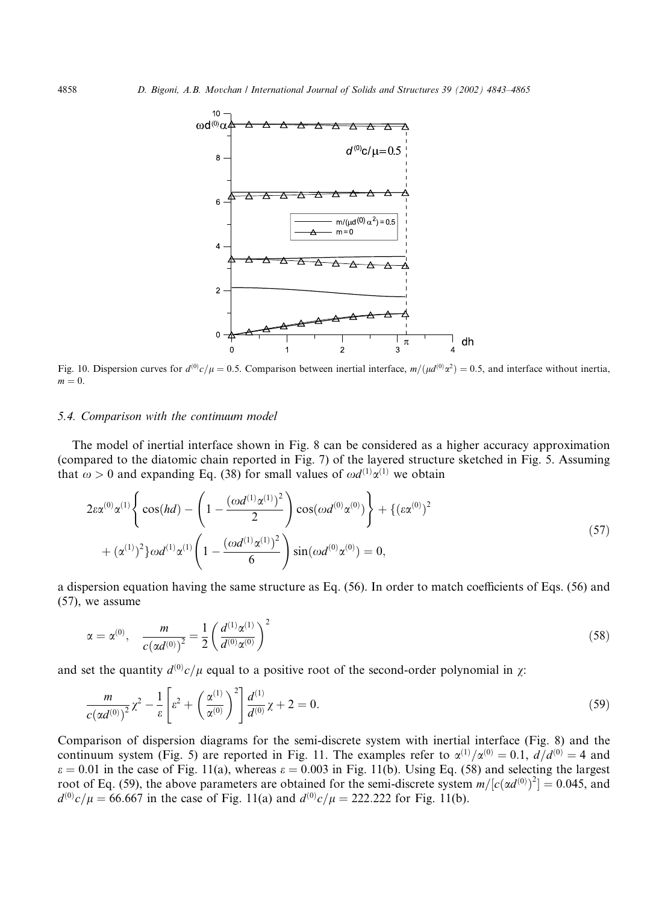Fig. 10. Dispersion curves for $d^{(0)}c/\mu = 0.5$. Comparison between inertial interface, $m/(\mu d^{(0)}\alpha^2) = 0.5$, and interface without inertia, $m = 0$.

### 5.4. Comparison with the continuum model

The model of inertial interface shown in Fig. 8 can be considered as a higher accuracy approximation (compared to the diatomic chain reported in Fig. 7) of the layered structure sketched in Fig. 5. Assuming that $\omega > 0$ and expanding Eq. (38) for small values of $\omega d^{(1)}\alpha^{(1)}$ we obtain

$$
\begin{aligned}
&2\varepsilon\alpha^{(0)}\alpha^{(1)}\left\{\cos(hd) - \left(1 - \frac{(\omega d^{(1)}\alpha^{(1)})^2}{2}\right)\cos(\omega d^{(0)}\alpha^{(0)})\right\} + \{(\varepsilon\alpha^{(0)})^2 \\
&\quad + (\alpha^{(1)})^2\}\omega d^{(1)}\alpha^{(1)}\left(1 - \frac{(\omega d^{(1)}\alpha^{(1)})^2}{6}\right)\sin(\omega d^{(0)}\alpha^{(0)}) = 0,
\end{aligned}
\tag{57}
$$

a dispersion equation having the same structure as Eq. (56). In order to match coefficients of Eqs. (56) and (57), we assume

$$
\alpha = \alpha^{(0)}, \quad \frac{m}{c(\alpha d^{(0)})^2} = \frac{1}{2}\left(\frac{d^{(1)}\alpha^{(1)}}{d^{(0)}\alpha^{(0)}}\right)^2 \tag{58}
$$

and set the quantity $d^{(0)}c/\mu$ equal to a positive root of the second-order polynomial in $\chi$:

$$
\frac{m}{c(\alpha d^{(0)})^2}\chi^2 - \frac{1}{\varepsilon}\left[\varepsilon^2 + \left(\frac{\alpha^{(1)}}{\alpha^{(0)}}\right)^2\right]\frac{d^{(1)}}{d^{(0)}}\chi + 2 = 0. \tag{59}
$$

Comparison of dispersion diagrams for the semi-discrete system with inertial interface (Fig. 8) and the continuum system (Fig. 5) are reported in Fig. 11. The examples refer to $\alpha^{(1)}/\alpha^{(0)} = 0.1$, $d/d^{(0)} = 4$ and $\varepsilon = 0.01$ in the case of Fig. 11(a), whereas $\varepsilon = 0.003$ in Fig. 11(b). Using Eq. (58) and selecting the largest root of Eq. (59), the above parameters are obtained for the semi-discrete system $m/[c(\alpha d^{(0)})^2] = 0.045$, and $d^{(0)}c/\mu = 66.667$ in the case of Fig. 11(a) and $d^{(0)}c/\mu = 222.222$ for Fig. 11(b).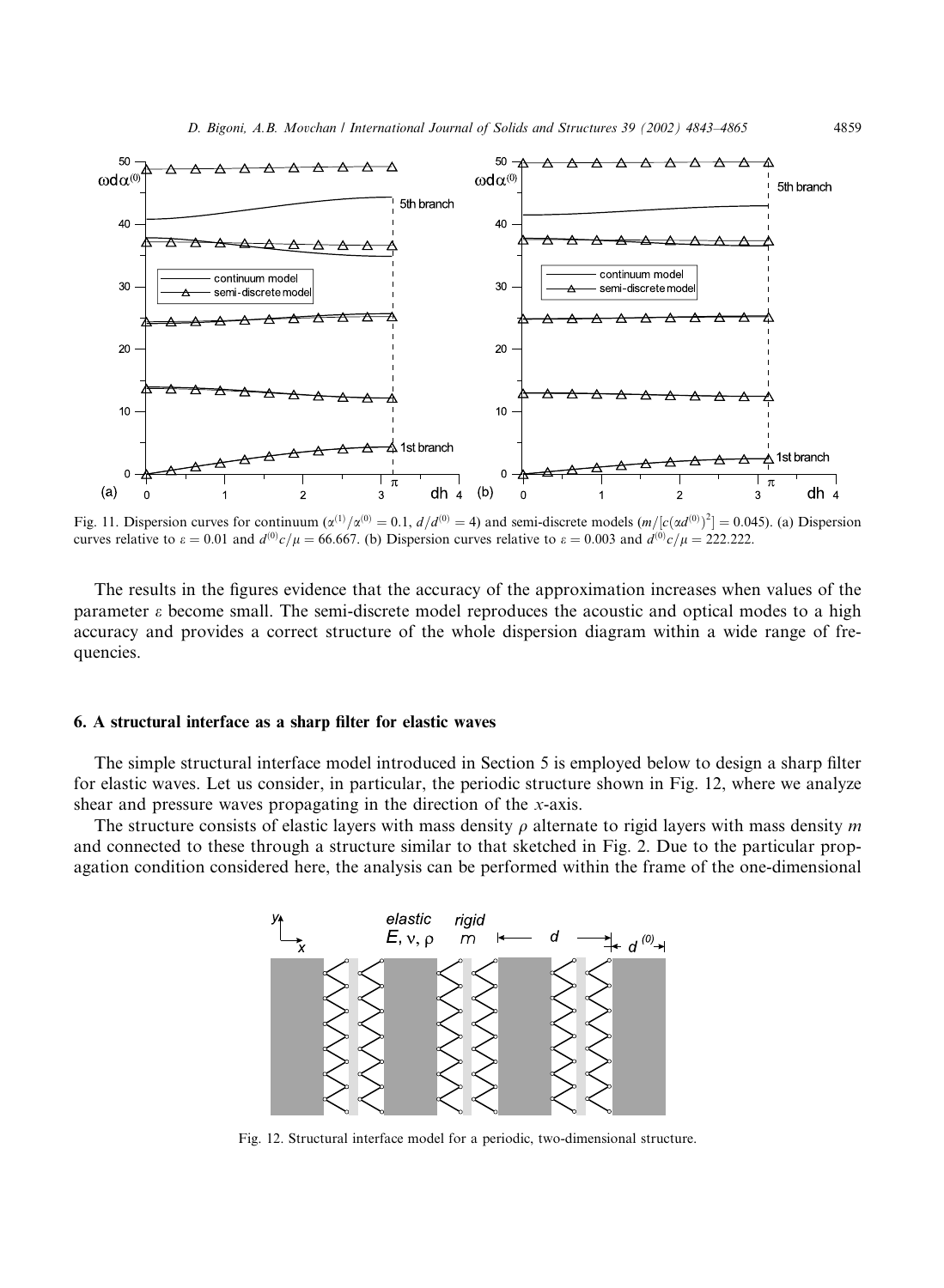Fig. 11. Dispersion curves for continuum ($\alpha^{(1)}/\alpha^{(0)} = 0.1$, $d/d^{(0)} = 4$) and semi-discrete models ($m/[c(\alpha d^{(0)})^2] = 0.045$). (a) Dispersion curves relative to $\varepsilon = 0.01$ and $d^{(0)}c/\mu = 66.667$. (b) Dispersion curves relative to $\varepsilon = 0.003$ and $d^{(0)}c/\mu = 222.222$.

The results in the figures evidence that the accuracy of the approximation increases when values of the parameter $\varepsilon$ become small. The semi-discrete model reproduces the acoustic and optical modes to a high accuracy and provides a correct structure of the whole dispersion diagram within a wide range of frequencies.

## 6. A structural interface as a sharp filter for elastic waves

The simple structural interface model introduced in Section 5 is employed below to design a sharp filter for elastic waves. Let us consider, in particular, the periodic structure shown in Fig. 12, where we analyze shear and pressure waves propagating in the direction of the $x$-axis.

The structure consists of elastic layers with mass density $\rho$ alternate to rigid layers with mass density $m$ and connected to these through a structure similar to that sketched in Fig. 2. Due to the particular propagation condition considered here, the analysis can be performed within the frame of the one-dimensional

Fig. 12. Structural interface model for a periodic, two-dimensional structure.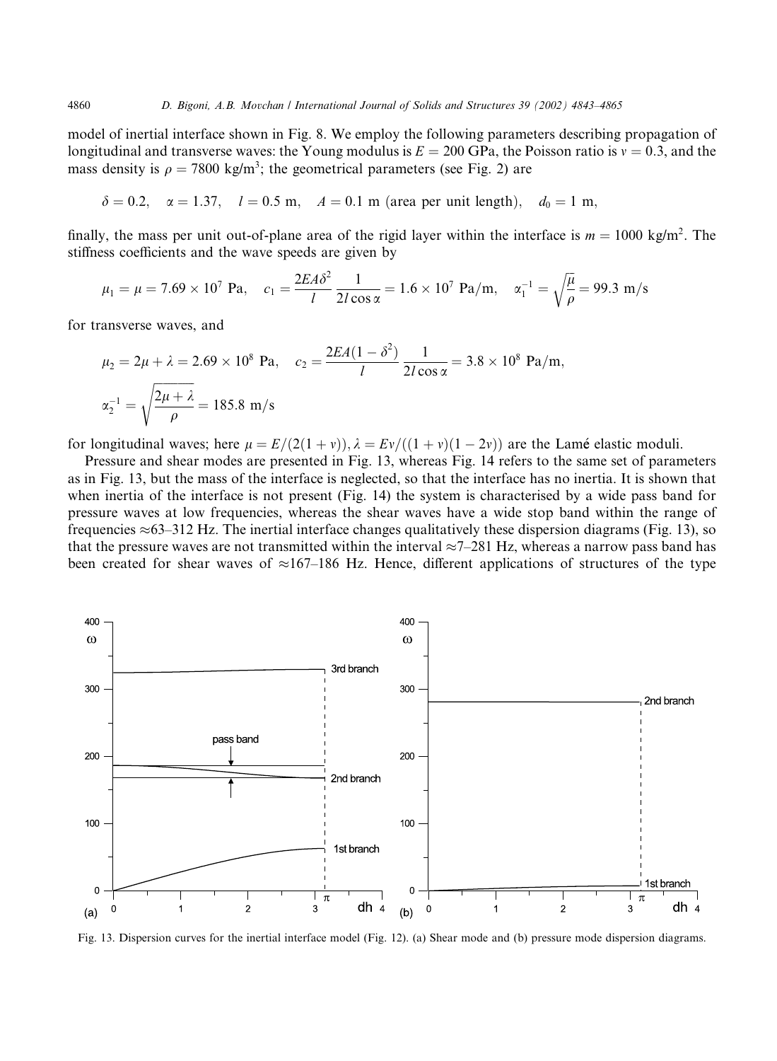model of inertial interface shown in Fig. 8. We employ the following parameters describing propagation of longitudinal and transverse waves: the Young modulus is $E = 200$ GPa, the Poisson ratio is $v = 0.3$, and the mass density is $\rho = 7800$ kg/m$^3$; the geometrical parameters (see Fig. 2) are

$$\delta = 0.2, \quad \alpha = 1.37, \quad l = 0.5 \text{ m}, \quad A = 0.1 \text{ m (area per unit length)}, \quad d_0 = 1 \text{ m},$$

finally, the mass per unit out-of-plane area of the rigid layer within the interface is $m = 1000$ kg/m$^2$. The stiffness coefficients and the wave speeds are given by

$$\mu_1 = \mu = 7.69 \times 10^7 \text{ Pa}, \quad c_1 = \frac{2EA\delta^2}{l} \frac{1}{2l\cos\alpha} = 1.6 \times 10^7 \text{ Pa/m}, \quad \alpha_1^{-1} = \sqrt{\frac{\mu}{\rho}} = 99.3 \text{ m/s}$$

for transverse waves, and

$$\mu_2 = 2\mu + \lambda = 2.69 \times 10^8 \text{ Pa}, \quad c_2 = \frac{2EA(1-\delta^2)}{l} \frac{1}{2l\cos\alpha} = 3.8 \times 10^8 \text{ Pa/m},$$

$$\alpha_2^{-1} = \sqrt{\frac{2\mu + \lambda}{\rho}} = 185.8 \text{ m/s}$$

for longitudinal waves; here $\mu = E/(2(1+v)), \lambda = Ev/((1+v)(1-2v))$ are the Lamé elastic moduli.

Pressure and shear modes are presented in Fig. 13, whereas Fig. 14 refers to the same set of parameters as in Fig. 13, but the mass of the interface is neglected, so that the interface has no inertia. It is shown that when inertia of the interface is not present (Fig. 14) the system is characterised by a wide pass band for pressure waves at low frequencies, whereas the shear waves have a wide stop band within the range of frequencies ≈63–312 Hz. The inertial interface changes qualitatively these dispersion diagrams (Fig. 13), so that the pressure waves are not transmitted within the interval ≈7–281 Hz, whereas a narrow pass band has been created for shear waves of ≈167–186 Hz. Hence, different applications of structures of the type

Fig. 13. Dispersion curves for the inertial interface model (Fig. 12). (a) Shear mode and (b) pressure mode dispersion diagrams.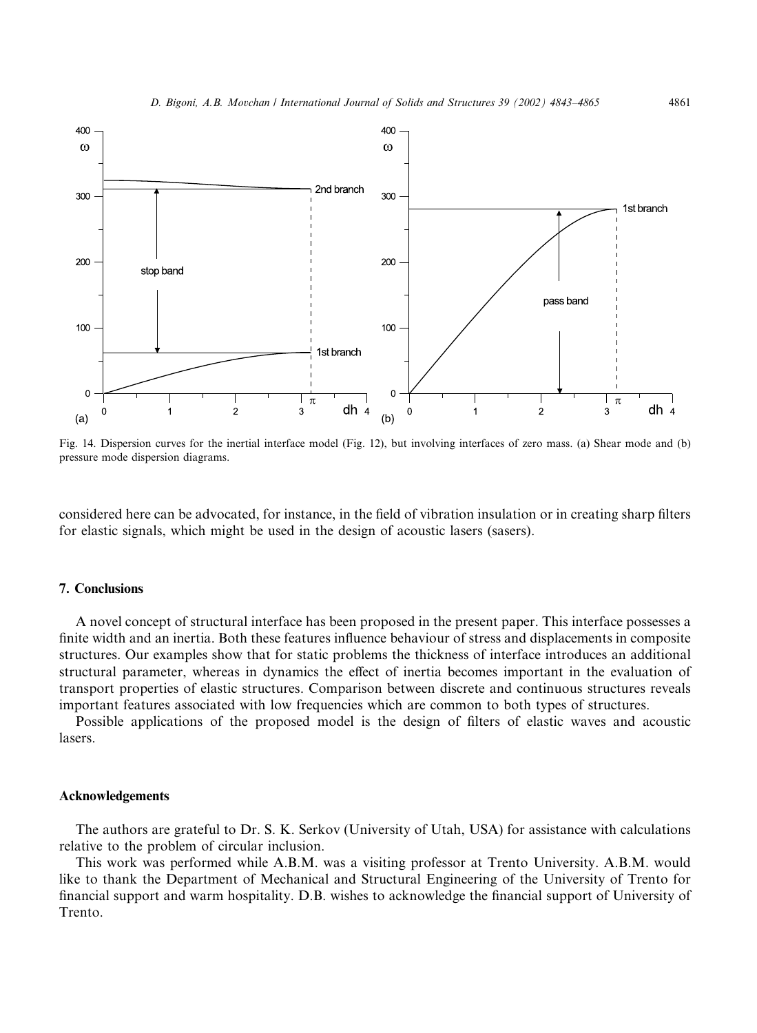Fig. 14. Dispersion curves for the inertial interface model (Fig. 12), but involving interfaces of zero mass. (a) Shear mode and (b) pressure mode dispersion diagrams.

considered here can be advocated, for instance, in the field of vibration insulation or in creating sharp filters for elastic signals, which might be used in the design of acoustic lasers (sasers).

## 7. Conclusions

A novel concept of structural interface has been proposed in the present paper. This interface possesses a finite width and an inertia. Both these features influence behaviour of stress and displacements in composite structures. Our examples show that for static problems the thickness of interface introduces an additional structural parameter, whereas in dynamics the effect of inertia becomes important in the evaluation of transport properties of elastic structures. Comparison between discrete and continuous structures reveals important features associated with low frequencies which are common to both types of structures.

Possible applications of the proposed model is the design of filters of elastic waves and acoustic lasers.

## Acknowledgements

The authors are grateful to Dr. S. K. Serkov (University of Utah, USA) for assistance with calculations relative to the problem of circular inclusion.

This work was performed while A.B.M. was a visiting professor at Trento University. A.B.M. would like to thank the Department of Mechanical and Structural Engineering of the University of Trento for financial support and warm hospitality. D.B. wishes to acknowledge the financial support of University of Trento.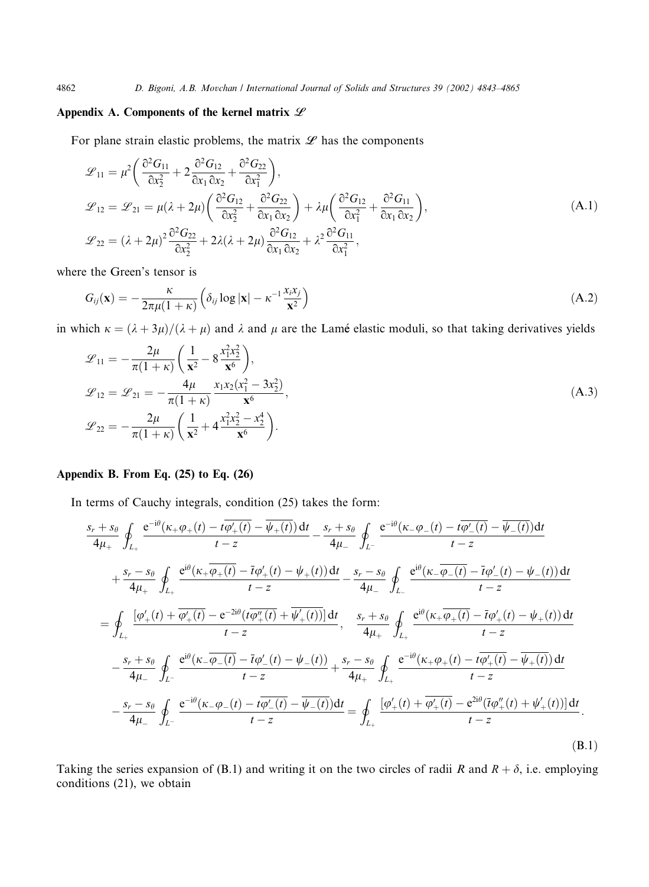## Appendix A. Components of the kernel matrix $\mathscr{L}$

For plane strain elastic problems, the matrix $\mathscr{L}$ has the components

$$
\begin{aligned}
\mathscr{L}_{11} &= \mu^2\left(\frac{\partial^2 G_{11}}{\partial x_2^2} + 2\frac{\partial^2 G_{12}}{\partial x_1 \partial x_2} + \frac{\partial^2 G_{22}}{\partial x_1^2}\right),\\
\mathscr{L}_{12} = \mathscr{L}_{21} &= \mu(\lambda+2\mu)\left(\frac{\partial^2 G_{12}}{\partial x_2^2} + \frac{\partial^2 G_{22}}{\partial x_1 \partial x_2}\right) + \lambda\mu\left(\frac{\partial^2 G_{12}}{\partial x_1^2} + \frac{\partial^2 G_{11}}{\partial x_1 \partial x_2}\right),\\
\mathscr{L}_{22} &= (\lambda+2\mu)^2\frac{\partial^2 G_{22}}{\partial x_2^2} + 2\lambda(\lambda+2\mu)\frac{\partial^2 G_{12}}{\partial x_1 \partial x_2} + \lambda^2\frac{\partial^2 G_{11}}{\partial x_1^2},
\end{aligned}
\tag{A.1}
$$

where the Green's tensor is

$$
G_{ij}(\mathbf{x}) = -\frac{\kappa}{2\pi\mu(1+\kappa)}\left(\delta_{ij}\log|\mathbf{x}| - \kappa^{-1}\frac{x_i x_j}{\mathbf{x}^2}\right)
\tag{A.2}
$$

in which $\kappa = (\lambda+3\mu)/(\lambda+\mu)$ and $\lambda$ and $\mu$ are the Lamé elastic moduli, so that taking derivatives yields

$$
\begin{aligned}
\mathscr{L}_{11} &= -\frac{2\mu}{\pi(1+\kappa)}\left(\frac{1}{\mathbf{x}^2} - 8\frac{x_1^2 x_2^2}{\mathbf{x}^6}\right),\\
\mathscr{L}_{12} = \mathscr{L}_{21} &= -\frac{4\mu}{\pi(1+\kappa)}\frac{x_1 x_2(x_1^2 - 3x_2^2)}{\mathbf{x}^6},\\
\mathscr{L}_{22} &= -\frac{2\mu}{\pi(1+\kappa)}\left(\frac{1}{\mathbf{x}^2} + 4\frac{x_1^2 x_2^2 - x_2^4}{\mathbf{x}^6}\right).
\end{aligned}
\tag{A.3}
$$

## Appendix B. From Eq. (25) to Eq. (26)

In terms of Cauchy integrals, condition (25) takes the form:

$$
\begin{aligned}
&\frac{s_r+s_\theta}{4\mu_+}\oint_{L_+}\frac{\mathrm{e}^{-\mathrm{i}\theta}(\kappa_+\varphi_+(t) - t\overline{\varphi'_+(t)} - \overline{\psi_+(t)})\,\mathrm{d}t}{t-z} - \frac{s_r+s_\theta}{4\mu_-}\oint_{L^-}\frac{\mathrm{e}^{-\mathrm{i}\theta}(\kappa_-\varphi_-(t) - t\overline{\varphi'_-(t)} - \overline{\psi_-(t)})\mathrm{d}t}{t-z}\\
&\quad + \frac{s_r-s_\theta}{4\mu_+}\oint_{L_+}\frac{\mathrm{e}^{\mathrm{i}\theta}(\kappa_+\overline{\varphi_+(t)} - \bar{t}\varphi'_+(t) - \psi_+(t))\,\mathrm{d}t}{t-z} - \frac{s_r-s_\theta}{4\mu_-}\oint_{L_-}\frac{\mathrm{e}^{\mathrm{i}\theta}(\kappa_-\overline{\varphi_-(t)} - \bar{t}\varphi'_-(t) - \psi_-(t))\,\mathrm{d}t}{t-z}\\
&= \oint_{L_+}\frac{[\varphi'_+(t) + \overline{\varphi'_+(t)} - \mathrm{e}^{-2\mathrm{i}\theta}(t\overline{\varphi''_+(t)} + \overline{\psi'_+(t)})]\,\mathrm{d}t}{t-z}, \quad \frac{s_r+s_\theta}{4\mu_+}\oint_{L_+}\frac{\mathrm{e}^{\mathrm{i}\theta}(\kappa_+\overline{\varphi_+(t)} - \bar{t}\varphi'_+(t) - \psi_+(t))\,\mathrm{d}t}{t-z}\\
&\quad - \frac{s_r+s_\theta}{4\mu_-}\oint_{L^-}\frac{\mathrm{e}^{\mathrm{i}\theta}(\kappa_-\overline{\varphi_-(t)} - \bar{t}\varphi'_-(t) - \psi_-(t))}{t-z} + \frac{s_r-s_\theta}{4\mu_+}\oint_{L_+}\frac{\mathrm{e}^{-\mathrm{i}\theta}(\kappa_+\varphi_+(t) - t\overline{\varphi'_+(t)} - \overline{\psi_+(t)})\,\mathrm{d}t}{t-z}\\
&\quad - \frac{s_r-s_\theta}{4\mu_-}\oint_{L^-}\frac{\mathrm{e}^{-\mathrm{i}\theta}(\kappa_-\varphi_-(t) - t\overline{\varphi'_-(t)} - \overline{\psi_-(t)})\mathrm{d}t}{t-z} = \oint_{L_+}\frac{[\varphi'_+(t) + \overline{\varphi'_+(t)} - \mathrm{e}^{2\mathrm{i}\theta}(\bar{t}\varphi''_+(t) + \psi'_+(t))]\,\mathrm{d}t}{t-z}.
\end{aligned}
\tag{B.1}
$$

Taking the series expansion of (B.1) and writing it on the two circles of radii $R$ and $R+\delta$, i.e. employing conditions (21), we obtain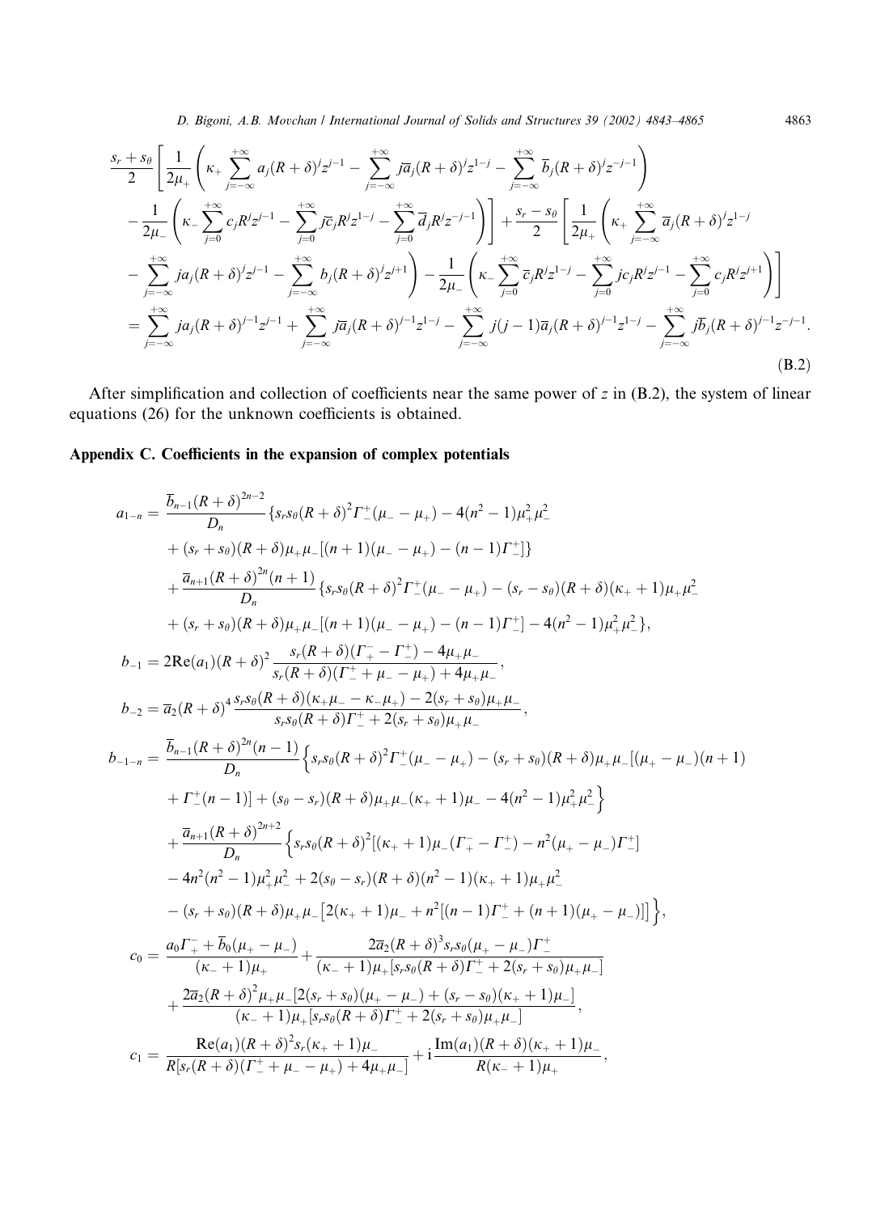$$
\begin{aligned}
&\frac{s_r+s_\theta}{2}\left[\frac{1}{2\mu_+}\left(\kappa_+\sum_{j=-\infty}^{+\infty}a_j(R+\delta)^j z^{j-1}-\sum_{j=-\infty}^{+\infty}j\overline{a}_j(R+\delta)^j z^{1-j}-\sum_{j=-\infty}^{+\infty}\overline{b}_j(R+\delta)^j z^{-j-1}\right)\right.\\
&\left.-\frac{1}{2\mu_-}\left(\kappa_-\sum_{j=0}^{+\infty}c_jR^jz^{j-1}-\sum_{j=0}^{+\infty}j\overline{c}_jR^jz^{1-j}-\sum_{j=0}^{+\infty}\overline{d}_jR^jz^{-j-1}\right)\right]+\frac{s_r-s_\theta}{2}\left[\frac{1}{2\mu_+}\left(\kappa_+\sum_{j=-\infty}^{+\infty}\overline{a}_j(R+\delta)^jz^{1-j}\right.\right.\\
&\left.\left.-\sum_{j=-\infty}^{+\infty}ja_j(R+\delta)^jz^{j-1}-\sum_{j=-\infty}^{+\infty}b_j(R+\delta)^jz^{j+1}\right)-\frac{1}{2\mu_-}\left(\kappa_-\sum_{j=0}^{+\infty}\overline{c}_jR^jz^{1-j}-\sum_{j=0}^{+\infty}jc_jR^jz^{j-1}-\sum_{j=0}^{+\infty}c_jR^jz^{j+1}\right)\right]\\
&=\sum_{j=-\infty}^{+\infty}ja_j(R+\delta)^{j-1}z^{j-1}+\sum_{j=-\infty}^{+\infty}j\overline{a}_j(R+\delta)^{j-1}z^{1-j}-\sum_{j=-\infty}^{+\infty}j(j-1)\overline{a}_j(R+\delta)^{j-1}z^{1-j}-\sum_{j=-\infty}^{+\infty}j\overline{b}_j(R+\delta)^{j-1}z^{-j-1}.
\end{aligned}
\tag{B.2}
$$

After simplification and collection of coefficients near the same power of $z$ in (B.2), the system of linear equations (26) for the unknown coefficients is obtained.

## Appendix C. Coefficients in the expansion of complex potentials

$$
\begin{aligned}
a_{1-n}&=\frac{\overline{b}_{n-1}(R+\delta)^{2n-2}}{D_n}\{s_rs_\theta(R+\delta)^2\Gamma_-^+(\mu_--\mu_+)-4(n^2-1)\mu_+^2\mu_-^2\\
&\quad+(s_r+s_\theta)(R+\delta)\mu_+\mu_-[(n+1)(\mu_--\mu_+)-(n-1)\Gamma_-^+]\}\\
&\quad+\frac{\overline{a}_{n+1}(R+\delta)^{2n}(n+1)}{D_n}\{s_rs_\theta(R+\delta)^2\Gamma_-^+(\mu_--\mu_+)-(s_r-s_\theta)(R+\delta)(\kappa_++1)\mu_+\mu_-^2\\
&\quad+(s_r+s_\theta)(R+\delta)\mu_+\mu_-[(n+1)(\mu_--\mu_+)-(n-1)\Gamma_-^+]-4(n^2-1)\mu_+^2\mu_-^2\},\\
b_{-1}&=2\mathrm{Re}(a_1)(R+\delta)^2\frac{s_r(R+\delta)(\Gamma_+^--\Gamma_-^+)-4\mu_+\mu_-}{s_r(R+\delta)(\Gamma_-^++\mu_--\mu_+)+4\mu_+\mu_-},\\
b_{-2}&=\overline{a}_2(R+\delta)^4\frac{s_rs_\theta(R+\delta)(\kappa_+\mu_--\kappa_-\mu_+)-2(s_r+s_\theta)\mu_+\mu_-}{s_rs_\theta(R+\delta)\Gamma_-^++2(s_r+s_\theta)\mu_+\mu_-},\\
b_{-1-n}&=\frac{\overline{b}_{n-1}(R+\delta)^{2n}(n-1)}{D_n}\Big\{s_rs_\theta(R+\delta)^2\Gamma_-^+(\mu_--\mu_+)-(s_r+s_\theta)(R+\delta)\mu_+\mu_-[(\mu_+-\mu_-)(n+1)\\
&\quad+\Gamma_-^+(n-1)]+(s_\theta-s_r)(R+\delta)\mu_+\mu_-(\kappa_++1)\mu_--4(n^2-1)\mu_+^2\mu_-^2\Big\}\\
&\quad+\frac{\overline{a}_{n+1}(R+\delta)^{2n+2}}{D_n}\Big\{s_rs_\theta(R+\delta)^2[(\kappa_++1)\mu_-(\Gamma_+^--\Gamma_-^+)-n^2(\mu_+-\mu_-)\Gamma_-^+]\\
&\quad-4n^2(n^2-1)\mu_+^2\mu_-^2+2(s_\theta-s_r)(R+\delta)(n^2-1)(\kappa_++1)\mu_+\mu_-^2\\
&\quad-(s_r+s_\theta)(R+\delta)\mu_+\mu_-\big[2(\kappa_++1)\mu_-+n^2[(n-1)\Gamma_-^++(n+1)(\mu_+-\mu_-)]\big]\Big\},\\
c_0&=\frac{a_0\Gamma_+^-+\overline{b}_0(\mu_+-\mu_-)}{(\kappa_-+1)\mu_+}+\frac{2\overline{a}_2(R+\delta)^3s_rs_\theta(\mu_+-\mu_-)\Gamma_-^+}{(\kappa_-+1)\mu_+[s_rs_\theta(R+\delta)\Gamma_-^++2(s_r+s_\theta)\mu_+\mu_-]}\\
&\quad+\frac{2\overline{a}_2(R+\delta)^2\mu_+\mu_-[2(s_r+s_\theta)(\mu_+-\mu_-)+(s_r-s_\theta)(\kappa_++1)\mu_-]}{(\kappa_-+1)\mu_+[s_rs_\theta(R+\delta)\Gamma_-^++2(s_r+s_\theta)\mu_+\mu_-]},\\
c_1&=\frac{\mathrm{Re}(a_1)(R+\delta)^2s_r(\kappa_++1)\mu_-}{R[s_r(R+\delta)(\Gamma_-^++\mu_--\mu_+)+4\mu_+\mu_-]}+\mathrm{i}\frac{\mathrm{Im}(a_1)(R+\delta)(\kappa_++1)\mu_-}{R(\kappa_-+1)\mu_+},
\end{aligned}
$$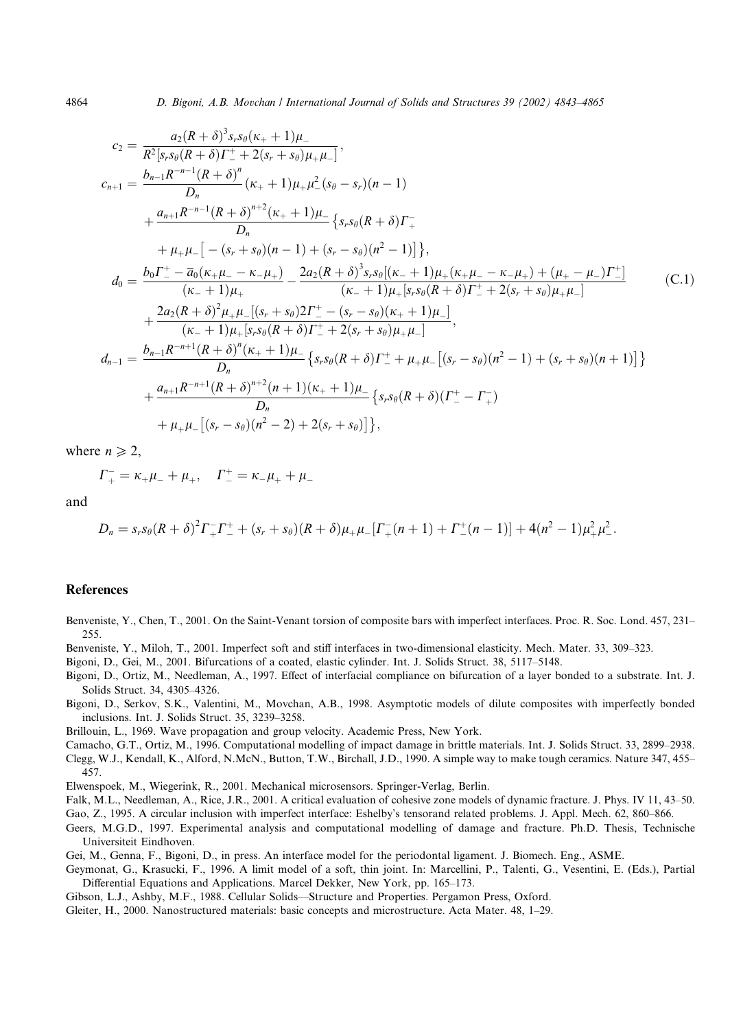$$
\begin{aligned}
c_2 &= \frac{a_2(R+\delta)^3 s_r s_\theta(\kappa_+ + 1)\mu_-}{R^2[s_r s_\theta(R+\delta)\Gamma_-^+ + 2(s_r+s_\theta)\mu_+\mu_-]},\\
c_{n+1} &= \frac{b_{n-1}R^{-n-1}(R+\delta)^n}{D_n}(\kappa_+ + 1)\mu_+\mu_-^2(s_\theta - s_r)(n-1)\\
&\quad + \frac{a_{n+1}R^{-n-1}(R+\delta)^{n+2}(\kappa_+ + 1)\mu_-}{D_n}\big\{s_r s_\theta(R+\delta)\Gamma_+^-\\
&\quad + \mu_+\mu_-\big[-(s_r+s_\theta)(n-1) + (s_r - s_\theta)(n^2-1)\big]\big\},\\
d_0 &= \frac{b_0\Gamma_-^+ - \overline{a}_0(\kappa_+\mu_- - \kappa_-\mu_+)}{(\kappa_- + 1)\mu_+} - \frac{2a_2(R+\delta)^3 s_r s_\theta[(\kappa_- + 1)\mu_+(\kappa_+\mu_- - \kappa_-\mu_+) + (\mu_+ - \mu_-)\Gamma_-^+]}{(\kappa_- + 1)\mu_+[s_r s_\theta(R+\delta)\Gamma_-^+ + 2(s_r+s_\theta)\mu_+\mu_-]}\\
&\quad + \frac{2a_2(R+\delta)^2\mu_+\mu_-[(s_r+s_\theta)2\Gamma_-^+ - (s_r - s_\theta)(\kappa_+ + 1)\mu_-]}{(\kappa_- + 1)\mu_+[s_r s_\theta(R+\delta)\Gamma_-^+ + 2(s_r+s_\theta)\mu_+\mu_-]},\\
d_{n-1} &= \frac{b_{n-1}R^{-n+1}(R+\delta)^n(\kappa_+ + 1)\mu_-}{D_n}\big\{s_r s_\theta(R+\delta)\Gamma_-^+ + \mu_+\mu_-\big[(s_r - s_\theta)(n^2-1) + (s_r+s_\theta)(n+1)\big]\big\}\\
&\quad + \frac{a_{n+1}R^{-n+1}(R+\delta)^{n+2}(n+1)(\kappa_+ + 1)\mu_-}{D_n}\big\{s_r s_\theta(R+\delta)(\Gamma_-^+ - \Gamma_+^-)\\
&\quad + \mu_+\mu_-\big[(s_r - s_\theta)(n^2-2) + 2(s_r+s_\theta)\big]\big\},
\end{aligned}
\tag{C.1}
$$

where $n \geqslant 2$,

$$
\Gamma_+^- = \kappa_+\mu_- + \mu_+, \quad \Gamma_-^+ = \kappa_-\mu_+ + \mu_-
$$

and

$$
D_n = s_r s_\theta(R+\delta)^2\Gamma_+^-\Gamma_-^+ + (s_r+s_\theta)(R+\delta)\mu_+\mu_-[\Gamma_+^-(n+1) + \Gamma_-^+(n-1)] + 4(n^2-1)\mu_+^2\mu_-^2.
$$

## References

Benveniste, Y., Chen, T., 2001. On the Saint-Venant torsion of composite bars with imperfect interfaces. Proc. R. Soc. Lond. 457, 231–255.

Benveniste, Y., Miloh, T., 2001. Imperfect soft and stiff interfaces in two-dimensional elasticity. Mech. Mater. 33, 309–323.

Bigoni, D., Gei, M., 2001. Bifurcations of a coated, elastic cylinder. Int. J. Solids Struct. 38, 5117–5148.

Bigoni, D., Ortiz, M., Needleman, A., 1997. Effect of interfacial compliance on bifurcation of a layer bonded to a substrate. Int. J. Solids Struct. 34, 4305–4326.

Bigoni, D., Serkov, S.K., Valentini, M., Movchan, A.B., 1998. Asymptotic models of dilute composites with imperfectly bonded inclusions. Int. J. Solids Struct. 35, 3239–3258.

Brillouin, L., 1969. Wave propagation and group velocity. Academic Press, New York.

Camacho, G.T., Ortiz, M., 1996. Computational modelling of impact damage in brittle materials. Int. J. Solids Struct. 33, 2899–2938.

Clegg, W.J., Kendall, K., Alford, N.McN., Button, T.W., Birchall, J.D., 1990. A simple way to make tough ceramics. Nature 347, 455–457.

Elwenspoek, M., Wiegerink, R., 2001. Mechanical microsensors. Springer-Verlag, Berlin.

Falk, M.L., Needleman, A., Rice, J.R., 2001. A critical evaluation of cohesive zone models of dynamic fracture. J. Phys. IV 11, 43–50.

Gao, Z., 1995. A circular inclusion with imperfect interface: Eshelby's tensorand related problems. J. Appl. Mech. 62, 860–866.

Geers, M.G.D., 1997. Experimental analysis and computational modelling of damage and fracture. Ph.D. Thesis, Technische Universiteit Eindhoven.

Gei, M., Genna, F., Bigoni, D., in press. An interface model for the periodontal ligament. J. Biomech. Eng., ASME.

Geymonat, G., Krasucki, F., 1996. A limit model of a soft, thin joint. In: Marcellini, P., Talenti, G., Vesentini, E. (Eds.), Partial Differential Equations and Applications. Marcel Dekker, New York, pp. 165–173.

Gibson, L.J., Ashby, M.F., 1988. Cellular Solids—Structure and Properties. Pergamon Press, Oxford.

Gleiter, H., 2000. Nanostructured materials: basic concepts and microstructure. Acta Mater. 48, 1–29.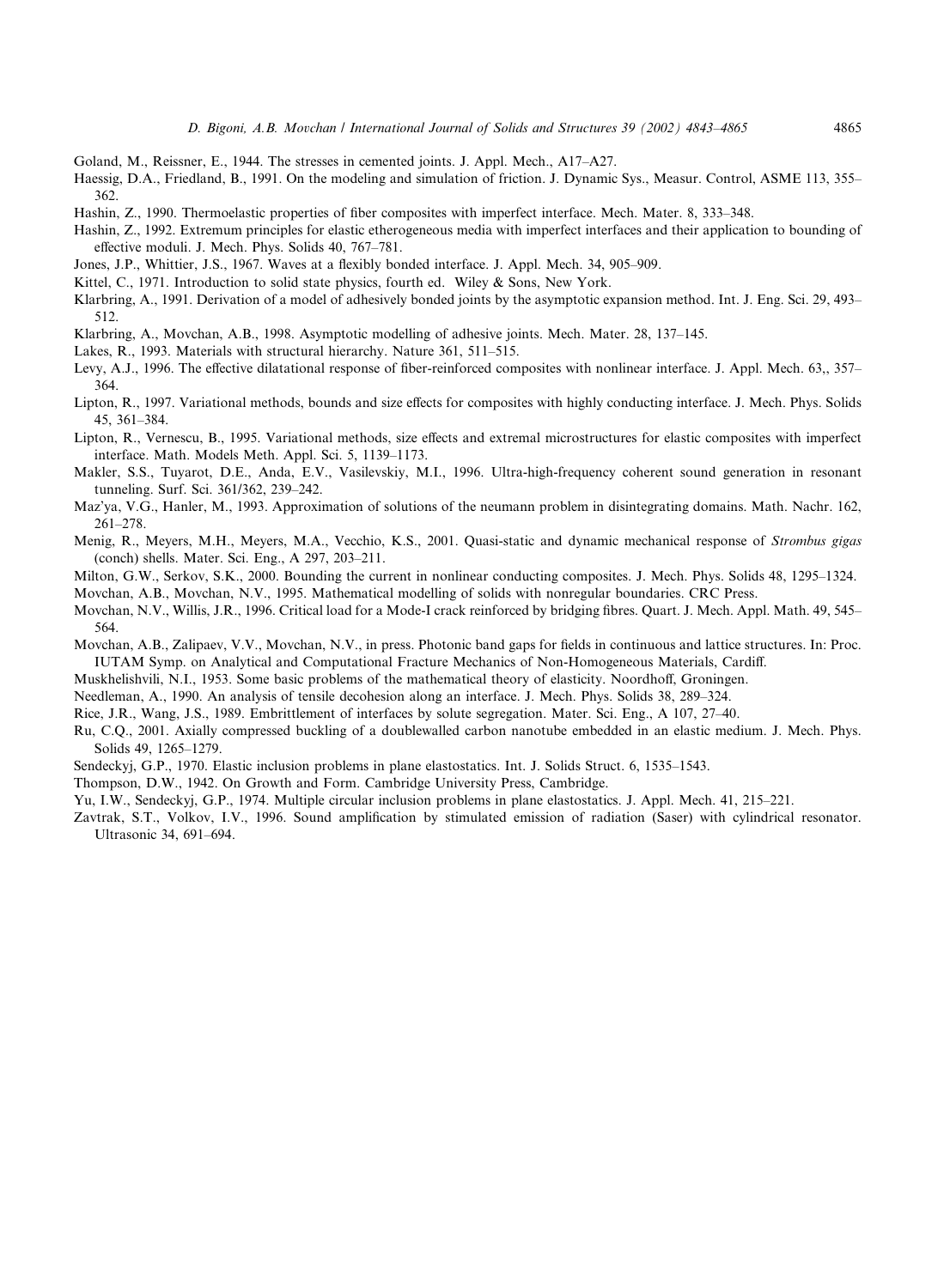Goland, M., Reissner, E., 1944. The stresses in cemented joints. J. Appl. Mech., A17–A27.

Haessig, D.A., Friedland, B., 1991. On the modeling and simulation of friction. J. Dynamic Sys., Measur. Control, ASME 113, 355–362.

Hashin, Z., 1990. Thermoelastic properties of fiber composites with imperfect interface. Mech. Mater. 8, 333–348.

Hashin, Z., 1992. Extremum principles for elastic etherogeneous media with imperfect interfaces and their application to bounding of effective moduli. J. Mech. Phys. Solids 40, 767–781.

Jones, J.P., Whittier, J.S., 1967. Waves at a flexibly bonded interface. J. Appl. Mech. 34, 905–909.

Kittel, C., 1971. Introduction to solid state physics, fourth ed. Wiley & Sons, New York.

Klarbring, A., 1991. Derivation of a model of adhesively bonded joints by the asymptotic expansion method. Int. J. Eng. Sci. 29, 493–512.

Klarbring, A., Movchan, A.B., 1998. Asymptotic modelling of adhesive joints. Mech. Mater. 28, 137–145.

Lakes, R., 1993. Materials with structural hierarchy. Nature 361, 511–515.

Levy, A.J., 1996. The effective dilatational response of fiber-reinforced composites with nonlinear interface. J. Appl. Mech. 63,, 357–364.

Lipton, R., 1997. Variational methods, bounds and size effects for composites with highly conducting interface. J. Mech. Phys. Solids 45, 361–384.

Lipton, R., Vernescu, B., 1995. Variational methods, size effects and extremal microstructures for elastic composites with imperfect interface. Math. Models Meth. Appl. Sci. 5, 1139–1173.

Makler, S.S., Tuyarot, D.E., Anda, E.V., Vasilevskiy, M.I., 1996. Ultra-high-frequency coherent sound generation in resonant tunneling. Surf. Sci. 361/362, 239–242.

Maz'ya, V.G., Hanler, M., 1993. Approximation of solutions of the neumann problem in disintegrating domains. Math. Nachr. 162, 261–278.

Menig, R., Meyers, M.H., Meyers, M.A., Vecchio, K.S., 2001. Quasi-static and dynamic mechanical response of *Strombus gigas* (conch) shells. Mater. Sci. Eng., A 297, 203–211.

Milton, G.W., Serkov, S.K., 2000. Bounding the current in nonlinear conducting composites. J. Mech. Phys. Solids 48, 1295–1324.

Movchan, A.B., Movchan, N.V., 1995. Mathematical modelling of solids with nonregular boundaries. CRC Press.

Movchan, N.V., Willis, J.R., 1996. Critical load for a Mode-I crack reinforced by bridging fibres. Quart. J. Mech. Appl. Math. 49, 545–564.

Movchan, A.B., Zalipaev, V.V., Movchan, N.V., in press. Photonic band gaps for fields in continuous and lattice structures. In: Proc. IUTAM Symp. on Analytical and Computational Fracture Mechanics of Non-Homogeneous Materials, Cardiff.

Muskhelishvili, N.I., 1953. Some basic problems of the mathematical theory of elasticity. Noordhoff, Groningen.

Needleman, A., 1990. An analysis of tensile decohesion along an interface. J. Mech. Phys. Solids 38, 289–324.

Rice, J.R., Wang, J.S., 1989. Embrittlement of interfaces by solute segregation. Mater. Sci. Eng., A 107, 27–40.

Ru, C.Q., 2001. Axially compressed buckling of a doublewalled carbon nanotube embedded in an elastic medium. J. Mech. Phys. Solids 49, 1265–1279.

Sendeckyj, G.P., 1970. Elastic inclusion problems in plane elastostatics. Int. J. Solids Struct. 6, 1535–1543.

Thompson, D.W., 1942. On Growth and Form. Cambridge University Press, Cambridge.

Yu, I.W., Sendeckyj, G.P., 1974. Multiple circular inclusion problems in plane elastostatics. J. Appl. Mech. 41, 215–221.

Zavtrak, S.T., Volkov, I.V., 1996. Sound amplification by stimulated emission of radiation (Saser) with cylindrical resonator. Ultrasonic 34, 691–694.